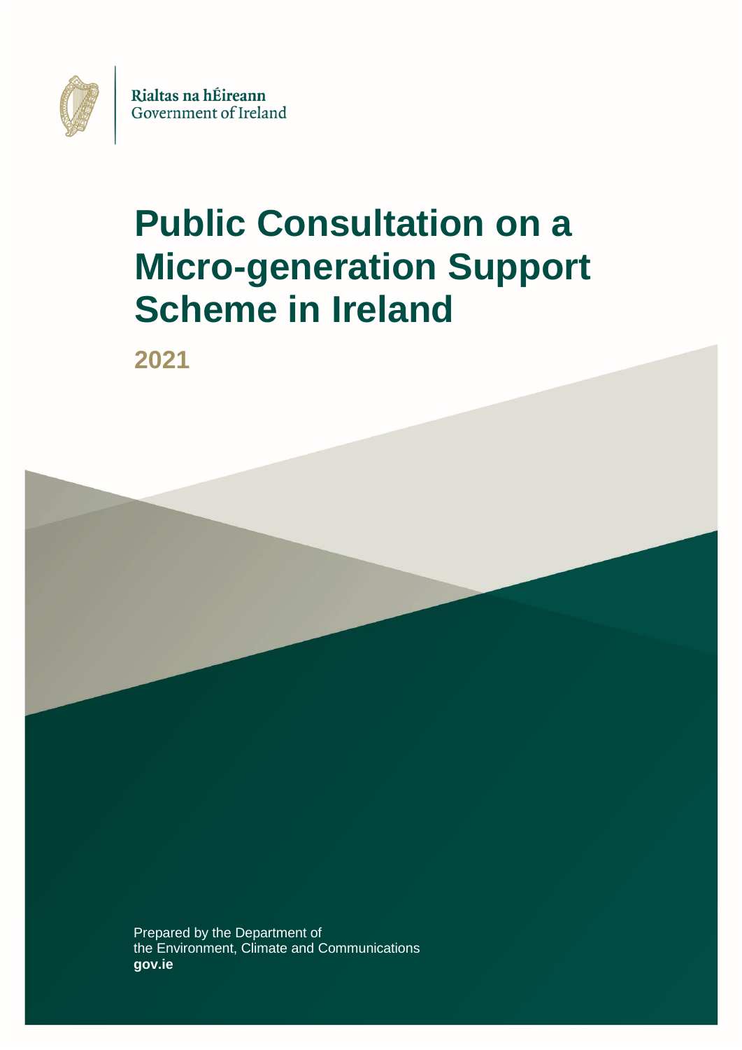Rialtas na hÉireann
Government of Ireland

# Public Consultation on a Micro-generation Support Scheme in Ireland

## 2021

Prepared by the Department of
the Environment, Climate and Communications
**gov.ie**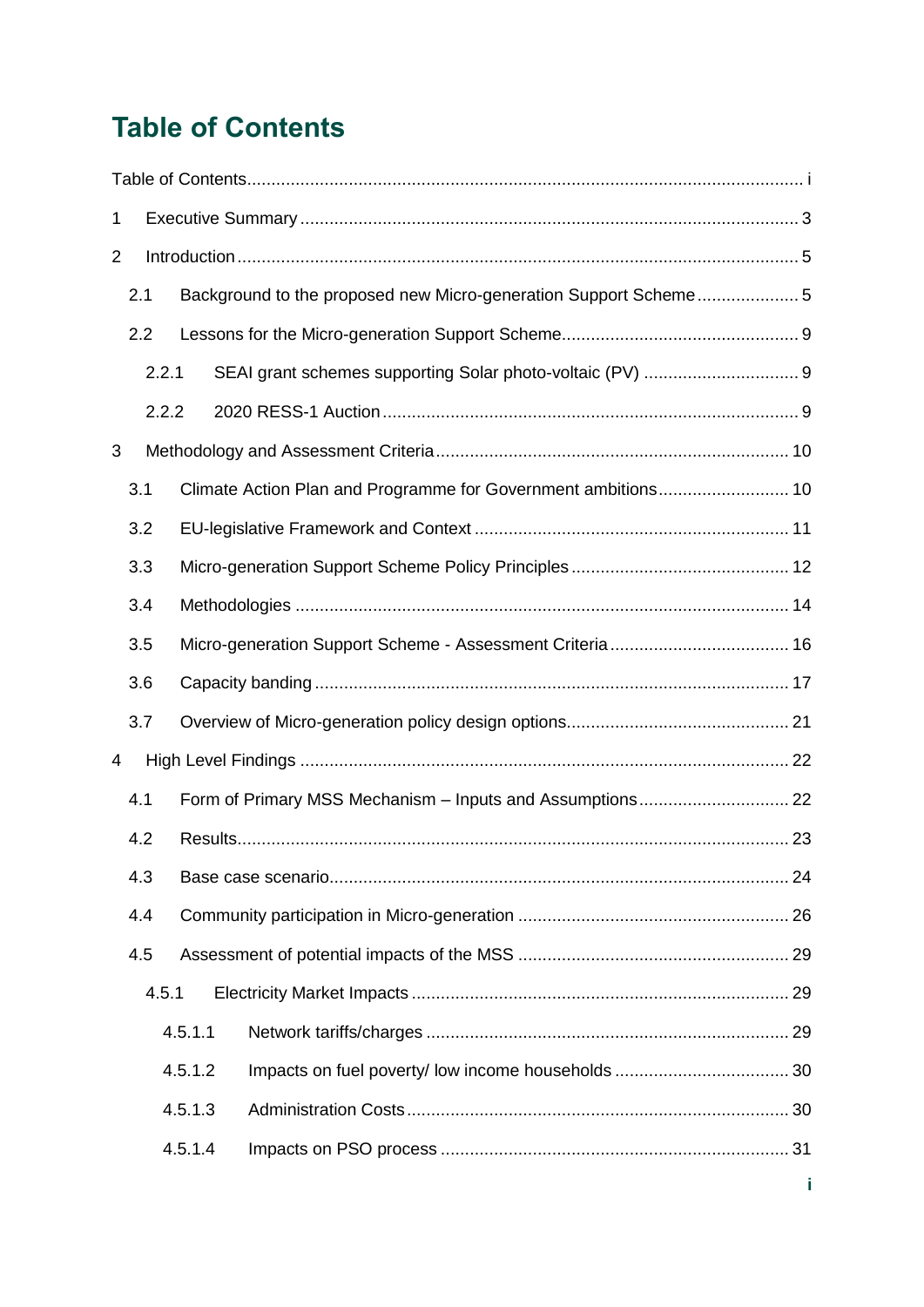# Table of Contents

Table of Contents ..... i

1 Executive Summary ..... 3

2 Introduction ..... 5

- 2.1 Background to the proposed new Micro-generation Support Scheme ..... 5
- 2.2 Lessons for the Micro-generation Support Scheme ..... 9
  - 2.2.1 SEAI grant schemes supporting Solar photo-voltaic (PV) ..... 9
  - 2.2.2 2020 RESS-1 Auction ..... 9

3 Methodology and Assessment Criteria ..... 10

- 3.1 Climate Action Plan and Programme for Government ambitions ..... 10
- 3.2 EU-legislative Framework and Context ..... 11
- 3.3 Micro-generation Support Scheme Policy Principles ..... 12
- 3.4 Methodologies ..... 14
- 3.5 Micro-generation Support Scheme - Assessment Criteria ..... 16
- 3.6 Capacity banding ..... 17
- 3.7 Overview of Micro-generation policy design options ..... 21

4 High Level Findings ..... 22

- 4.1 Form of Primary MSS Mechanism – Inputs and Assumptions ..... 22
- 4.2 Results ..... 23
- 4.3 Base case scenario ..... 24
- 4.4 Community participation in Micro-generation ..... 26
- 4.5 Assessment of potential impacts of the MSS ..... 29
  - 4.5.1 Electricity Market Impacts ..... 29
    - 4.5.1.1 Network tariffs/charges ..... 29
    - 4.5.1.2 Impacts on fuel poverty/ low income households ..... 30
    - 4.5.1.3 Administration Costs ..... 30
    - 4.5.1.4 Impacts on PSO process ..... 31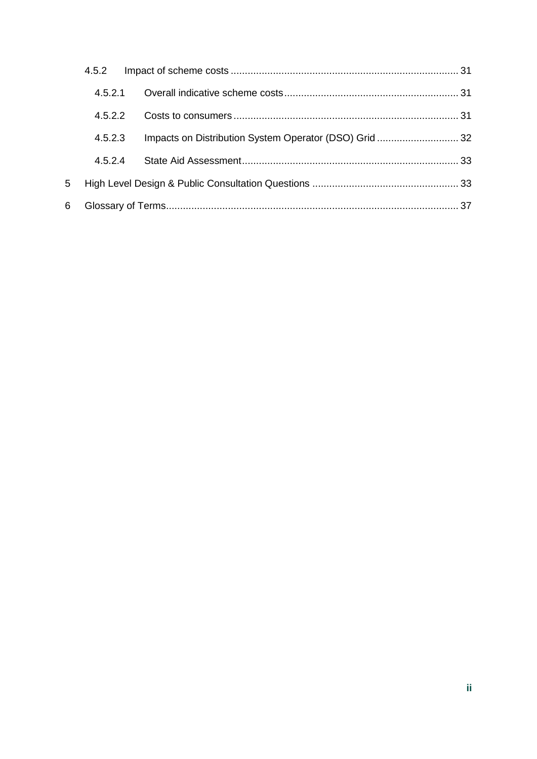- 4.5.2 Impact of scheme costs ................................................................................ 31
  - 4.5.2.1 Overall indicative scheme costs ............................................................. 31
  - 4.5.2.2 Costs to consumers ............................................................................... 31
  - 4.5.2.3 Impacts on Distribution System Operator (DSO) Grid ............................ 32
  - 4.5.2.4 State Aid Assessment ............................................................................ 33

5 High Level Design & Public Consultation Questions .................................................... 33

6 Glossary of Terms ........................................................................................................ 37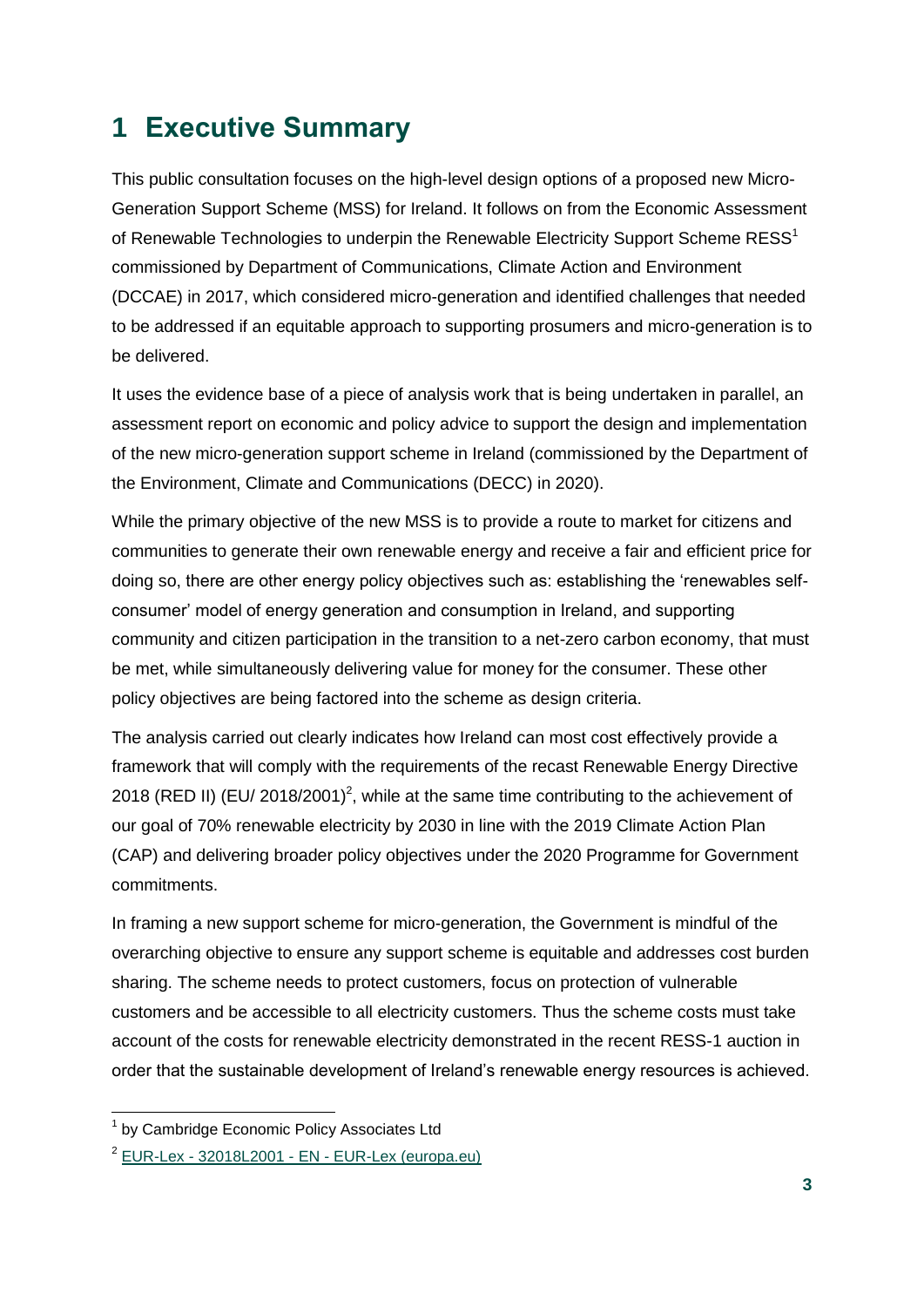# 1 Executive Summary

This public consultation focuses on the high-level design options of a proposed new Micro-Generation Support Scheme (MSS) for Ireland. It follows on from the Economic Assessment of Renewable Technologies to underpin the Renewable Electricity Support Scheme RESS[1] commissioned by Department of Communications, Climate Action and Environment (DCCAE) in 2017, which considered micro-generation and identified challenges that needed to be addressed if an equitable approach to supporting prosumers and micro-generation is to be delivered.

It uses the evidence base of a piece of analysis work that is being undertaken in parallel, an assessment report on economic and policy advice to support the design and implementation of the new micro-generation support scheme in Ireland (commissioned by the Department of the Environment, Climate and Communications (DECC) in 2020).

While the primary objective of the new MSS is to provide a route to market for citizens and communities to generate their own renewable energy and receive a fair and efficient price for doing so, there are other energy policy objectives such as: establishing the 'renewables self-consumer' model of energy generation and consumption in Ireland, and supporting community and citizen participation in the transition to a net-zero carbon economy, that must be met, while simultaneously delivering value for money for the consumer. These other policy objectives are being factored into the scheme as design criteria.

The analysis carried out clearly indicates how Ireland can most cost effectively provide a framework that will comply with the requirements of the recast Renewable Energy Directive 2018 (RED II) (EU/ 2018/2001)[2], while at the same time contributing to the achievement of our goal of 70% renewable electricity by 2030 in line with the 2019 Climate Action Plan (CAP) and delivering broader policy objectives under the 2020 Programme for Government commitments.

In framing a new support scheme for micro-generation, the Government is mindful of the overarching objective to ensure any support scheme is equitable and addresses cost burden sharing. The scheme needs to protect customers, focus on protection of vulnerable customers and be accessible to all electricity customers. Thus the scheme costs must take account of the costs for renewable electricity demonstrated in the recent RESS-1 auction in order that the sustainable development of Ireland's renewable energy resources is achieved.

---

[1] by Cambridge Economic Policy Associates Ltd

[2] EUR-Lex - 32018L2001 - EN - EUR-Lex (europa.eu)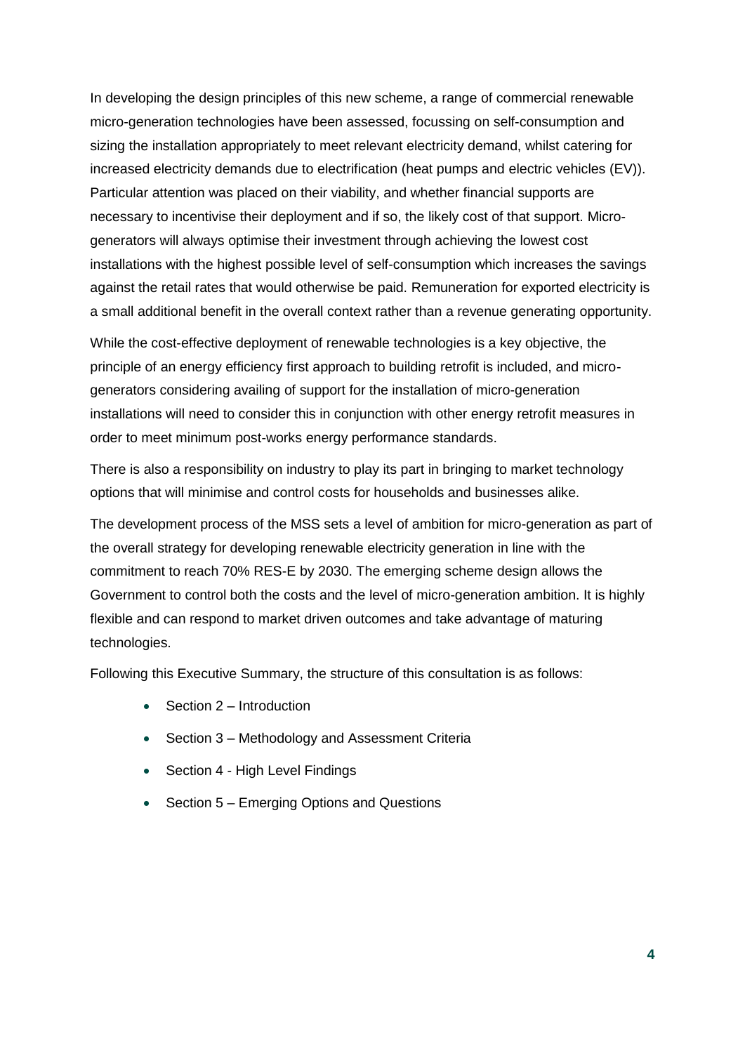In developing the design principles of this new scheme, a range of commercial renewable micro-generation technologies have been assessed, focussing on self-consumption and sizing the installation appropriately to meet relevant electricity demand, whilst catering for increased electricity demands due to electrification (heat pumps and electric vehicles (EV)). Particular attention was placed on their viability, and whether financial supports are necessary to incentivise their deployment and if so, the likely cost of that support. Micro-generators will always optimise their investment through achieving the lowest cost installations with the highest possible level of self-consumption which increases the savings against the retail rates that would otherwise be paid. Remuneration for exported electricity is a small additional benefit in the overall context rather than a revenue generating opportunity.

While the cost-effective deployment of renewable technologies is a key objective, the principle of an energy efficiency first approach to building retrofit is included, and micro-generators considering availing of support for the installation of micro-generation installations will need to consider this in conjunction with other energy retrofit measures in order to meet minimum post-works energy performance standards.

There is also a responsibility on industry to play its part in bringing to market technology options that will minimise and control costs for households and businesses alike.

The development process of the MSS sets a level of ambition for micro-generation as part of the overall strategy for developing renewable electricity generation in line with the commitment to reach 70% RES-E by 2030. The emerging scheme design allows the Government to control both the costs and the level of micro-generation ambition. It is highly flexible and can respond to market driven outcomes and take advantage of maturing technologies.

Following this Executive Summary, the structure of this consultation is as follows:

- Section 2 – Introduction
- Section 3 – Methodology and Assessment Criteria
- Section 4 - High Level Findings
- Section 5 – Emerging Options and Questions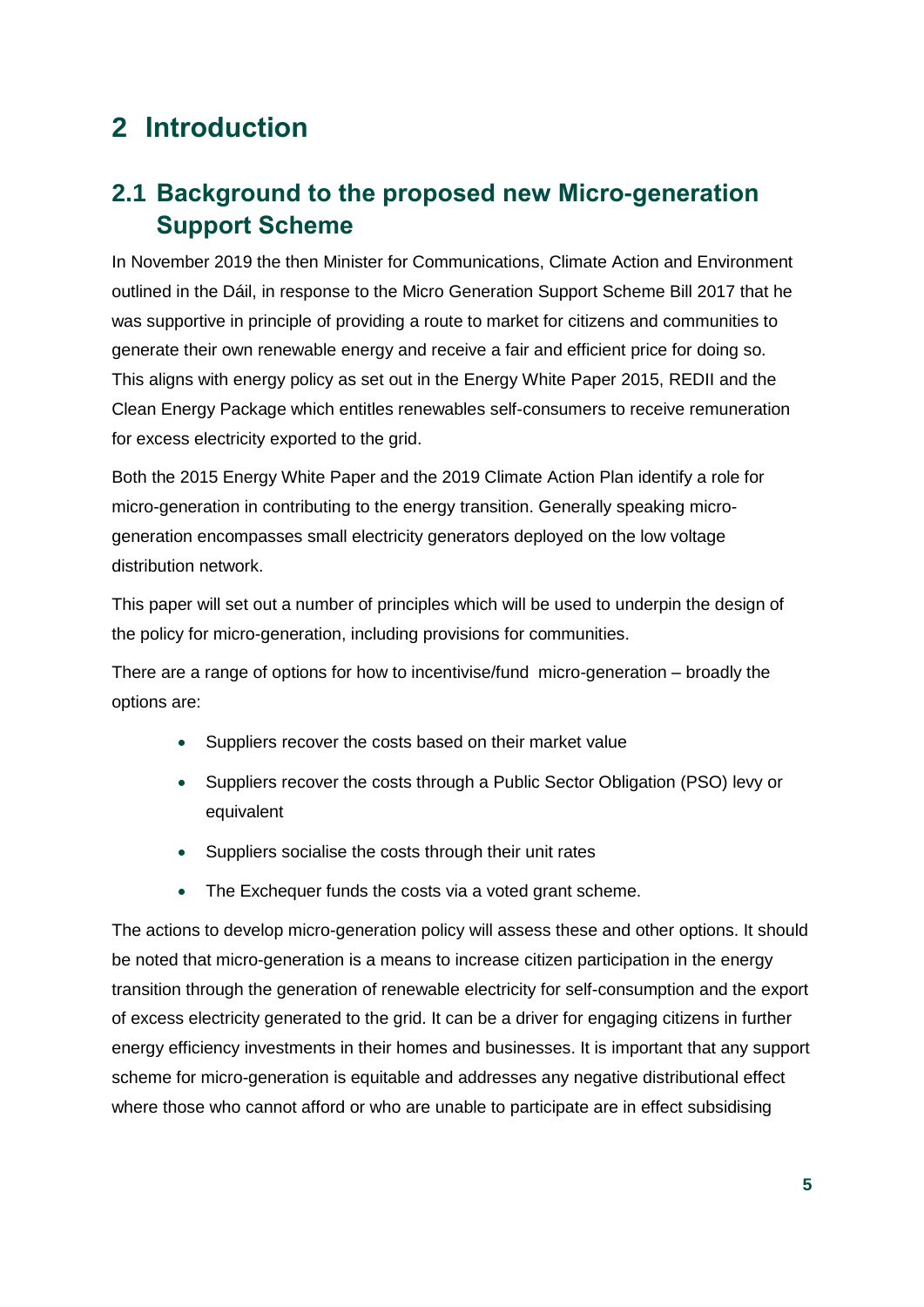# 2 Introduction

## 2.1 Background to the proposed new Micro-generation Support Scheme

In November 2019 the then Minister for Communications, Climate Action and Environment outlined in the Dáil, in response to the Micro Generation Support Scheme Bill 2017 that he was supportive in principle of providing a route to market for citizens and communities to generate their own renewable energy and receive a fair and efficient price for doing so. This aligns with energy policy as set out in the Energy White Paper 2015, REDII and the Clean Energy Package which entitles renewables self-consumers to receive remuneration for excess electricity exported to the grid.

Both the 2015 Energy White Paper and the 2019 Climate Action Plan identify a role for micro-generation in contributing to the energy transition. Generally speaking micro-generation encompasses small electricity generators deployed on the low voltage distribution network.

This paper will set out a number of principles which will be used to underpin the design of the policy for micro-generation, including provisions for communities.

There are a range of options for how to incentivise/fund micro-generation – broadly the options are:

- Suppliers recover the costs based on their market value
- Suppliers recover the costs through a Public Sector Obligation (PSO) levy or equivalent
- Suppliers socialise the costs through their unit rates
- The Exchequer funds the costs via a voted grant scheme.

The actions to develop micro-generation policy will assess these and other options. It should be noted that micro-generation is a means to increase citizen participation in the energy transition through the generation of renewable electricity for self-consumption and the export of excess electricity generated to the grid. It can be a driver for engaging citizens in further energy efficiency investments in their homes and businesses. It is important that any support scheme for micro-generation is equitable and addresses any negative distributional effect where those who cannot afford or who are unable to participate are in effect subsidising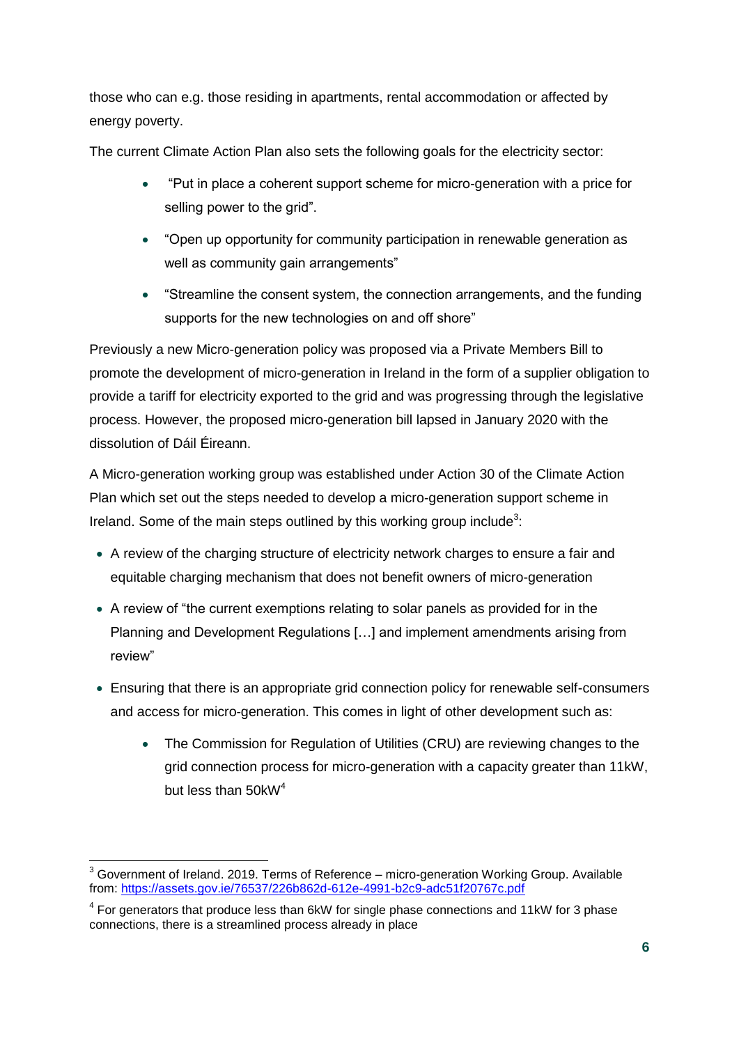those who can e.g. those residing in apartments, rental accommodation or affected by energy poverty.

The current Climate Action Plan also sets the following goals for the electricity sector:

- "Put in place a coherent support scheme for micro-generation with a price for selling power to the grid".
- "Open up opportunity for community participation in renewable generation as well as community gain arrangements"
- "Streamline the consent system, the connection arrangements, and the funding supports for the new technologies on and off shore"

Previously a new Micro-generation policy was proposed via a Private Members Bill to promote the development of micro-generation in Ireland in the form of a supplier obligation to provide a tariff for electricity exported to the grid and was progressing through the legislative process. However, the proposed micro-generation bill lapsed in January 2020 with the dissolution of Dáil Éireann.

A Micro-generation working group was established under Action 30 of the Climate Action Plan which set out the steps needed to develop a micro-generation support scheme in Ireland. Some of the main steps outlined by this working group include[3]:

- A review of the charging structure of electricity network charges to ensure a fair and equitable charging mechanism that does not benefit owners of micro-generation
- A review of "the current exemptions relating to solar panels as provided for in the Planning and Development Regulations […] and implement amendments arising from review"
- Ensuring that there is an appropriate grid connection policy for renewable self-consumers and access for micro-generation. This comes in light of other development such as:
    - The Commission for Regulation of Utilities (CRU) are reviewing changes to the grid connection process for micro-generation with a capacity greater than 11kW, but less than 50kW[4]

[3] Government of Ireland. 2019. Terms of Reference – micro-generation Working Group. Available from: https://assets.gov.ie/76537/226b862d-612e-4991-b2c9-adc51f20767c.pdf

[4] For generators that produce less than 6kW for single phase connections and 11kW for 3 phase connections, there is a streamlined process already in place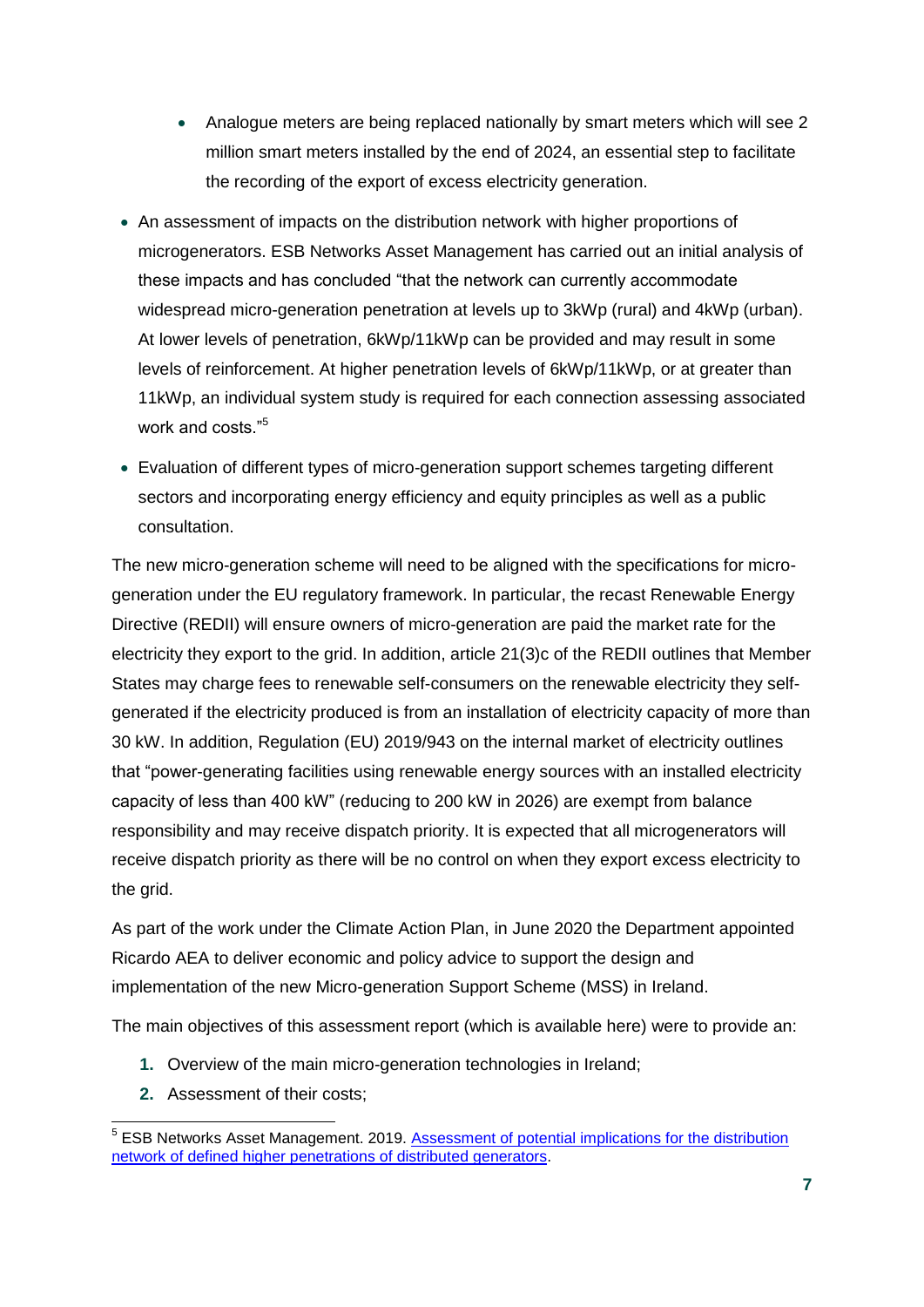- Analogue meters are being replaced nationally by smart meters which will see 2 million smart meters installed by the end of 2024, an essential step to facilitate the recording of the export of excess electricity generation.
- An assessment of impacts on the distribution network with higher proportions of microgenerators. ESB Networks Asset Management has carried out an initial analysis of these impacts and has concluded "that the network can currently accommodate widespread micro-generation penetration at levels up to 3kWp (rural) and 4kWp (urban). At lower levels of penetration, 6kWp/11kWp can be provided and may result in some levels of reinforcement. At higher penetration levels of 6kWp/11kWp, or at greater than 11kWp, an individual system study is required for each connection assessing associated work and costs."[5]
- Evaluation of different types of micro-generation support schemes targeting different sectors and incorporating energy efficiency and equity principles as well as a public consultation.

The new micro-generation scheme will need to be aligned with the specifications for micro-generation under the EU regulatory framework. In particular, the recast Renewable Energy Directive (REDII) will ensure owners of micro-generation are paid the market rate for the electricity they export to the grid. In addition, article 21(3)c of the REDII outlines that Member States may charge fees to renewable self-consumers on the renewable electricity they self-generated if the electricity produced is from an installation of electricity capacity of more than 30 kW. In addition, Regulation (EU) 2019/943 on the internal market of electricity outlines that "power-generating facilities using renewable energy sources with an installed electricity capacity of less than 400 kW" (reducing to 200 kW in 2026) are exempt from balance responsibility and may receive dispatch priority. It is expected that all microgenerators will receive dispatch priority as there will be no control on when they export excess electricity to the grid.

As part of the work under the Climate Action Plan, in June 2020 the Department appointed Ricardo AEA to deliver economic and policy advice to support the design and implementation of the new Micro-generation Support Scheme (MSS) in Ireland.

The main objectives of this assessment report (which is available here) were to provide an:

1. Overview of the main micro-generation technologies in Ireland;
2. Assessment of their costs;

[5] ESB Networks Asset Management. 2019. [Assessment of potential implications for the distribution network of defined higher penetrations of distributed generators](#).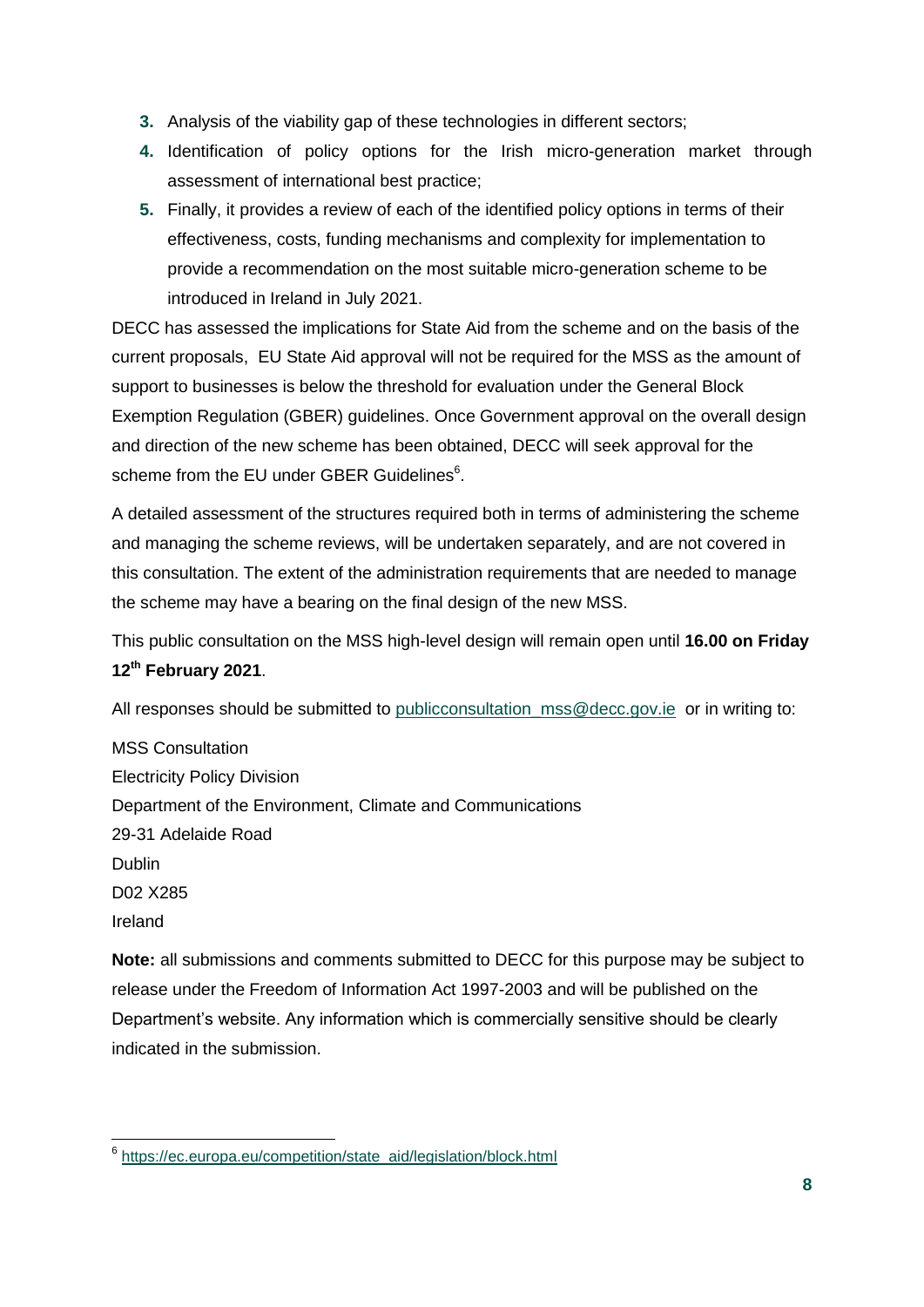3. Analysis of the viability gap of these technologies in different sectors;
4. Identification of policy options for the Irish micro-generation market through assessment of international best practice;
5. Finally, it provides a review of each of the identified policy options in terms of their effectiveness, costs, funding mechanisms and complexity for implementation to provide a recommendation on the most suitable micro-generation scheme to be introduced in Ireland in July 2021.

DECC has assessed the implications for State Aid from the scheme and on the basis of the current proposals, EU State Aid approval will not be required for the MSS as the amount of support to businesses is below the threshold for evaluation under the General Block Exemption Regulation (GBER) guidelines. Once Government approval on the overall design and direction of the new scheme has been obtained, DECC will seek approval for the scheme from the EU under GBER Guidelines[6].

A detailed assessment of the structures required both in terms of administering the scheme and managing the scheme reviews, will be undertaken separately, and are not covered in this consultation. The extent of the administration requirements that are needed to manage the scheme may have a bearing on the final design of the new MSS.

This public consultation on the MSS high-level design will remain open until **16.00 on Friday 12th February 2021**.

All responses should be submitted to publicconsultation_mss@decc.gov.ie or in writing to:

MSS Consultation
Electricity Policy Division
Department of the Environment, Climate and Communications
29-31 Adelaide Road
Dublin
D02 X285
Ireland

**Note:** all submissions and comments submitted to DECC for this purpose may be subject to release under the Freedom of Information Act 1997-2003 and will be published on the Department's website. Any information which is commercially sensitive should be clearly indicated in the submission.

[6] https://ec.europa.eu/competition/state_aid/legislation/block.html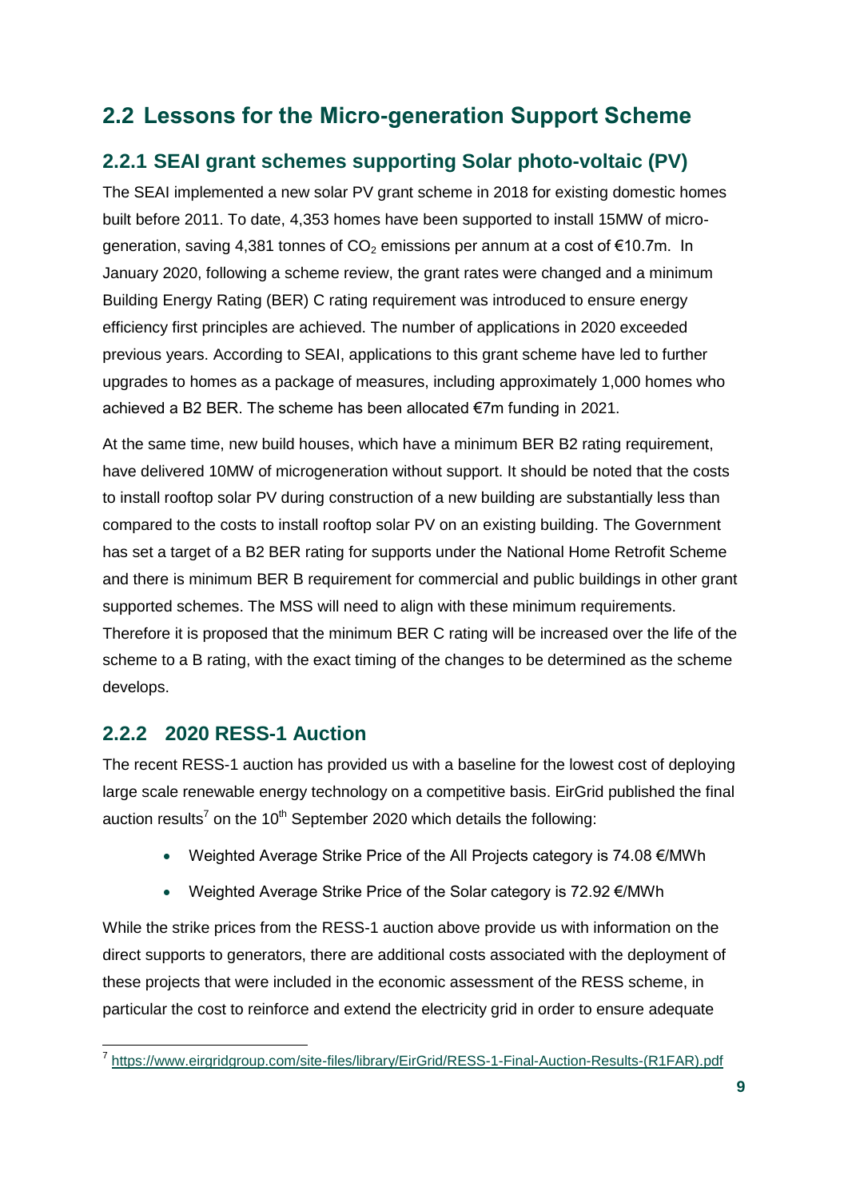## 2.2 Lessons for the Micro-generation Support Scheme

### 2.2.1 SEAI grant schemes supporting Solar photo-voltaic (PV)

The SEAI implemented a new solar PV grant scheme in 2018 for existing domestic homes built before 2011. To date, 4,353 homes have been supported to install 15MW of micro-generation, saving 4,381 tonnes of $CO_2$ emissions per annum at a cost of €10.7m. In January 2020, following a scheme review, the grant rates were changed and a minimum Building Energy Rating (BER) C rating requirement was introduced to ensure energy efficiency first principles are achieved. The number of applications in 2020 exceeded previous years. According to SEAI, applications to this grant scheme have led to further upgrades to homes as a package of measures, including approximately 1,000 homes who achieved a B2 BER. The scheme has been allocated €7m funding in 2021.

At the same time, new build houses, which have a minimum BER B2 rating requirement, have delivered 10MW of microgeneration without support. It should be noted that the costs to install rooftop solar PV during construction of a new building are substantially less than compared to the costs to install rooftop solar PV on an existing building. The Government has set a target of a B2 BER rating for supports under the National Home Retrofit Scheme and there is minimum BER B requirement for commercial and public buildings in other grant supported schemes. The MSS will need to align with these minimum requirements. Therefore it is proposed that the minimum BER C rating will be increased over the life of the scheme to a B rating, with the exact timing of the changes to be determined as the scheme develops.

### 2.2.2 2020 RESS-1 Auction

The recent RESS-1 auction has provided us with a baseline for the lowest cost of deploying large scale renewable energy technology on a competitive basis. EirGrid published the final auction results[7] on the 10th September 2020 which details the following:

- Weighted Average Strike Price of the All Projects category is 74.08 €/MWh
- Weighted Average Strike Price of the Solar category is 72.92 €/MWh

While the strike prices from the RESS-1 auction above provide us with information on the direct supports to generators, there are additional costs associated with the deployment of these projects that were included in the economic assessment of the RESS scheme, in particular the cost to reinforce and extend the electricity grid in order to ensure adequate

[7] https://www.eirgridgroup.com/site-files/library/EirGrid/RESS-1-Final-Auction-Results-(R1FAR).pdf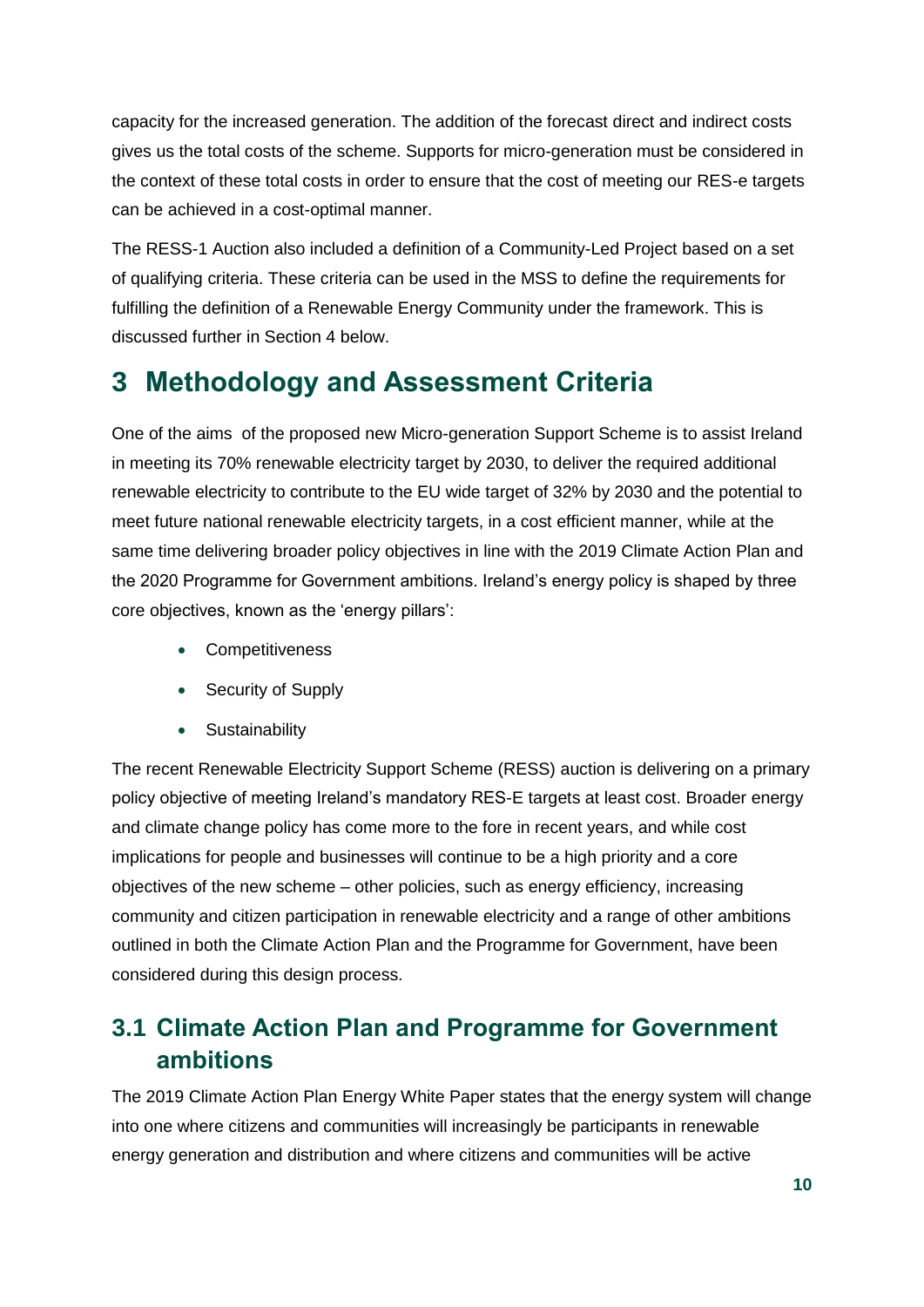capacity for the increased generation. The addition of the forecast direct and indirect costs gives us the total costs of the scheme. Supports for micro-generation must be considered in the context of these total costs in order to ensure that the cost of meeting our RES-e targets can be achieved in a cost-optimal manner.

The RESS-1 Auction also included a definition of a Community-Led Project based on a set of qualifying criteria. These criteria can be used in the MSS to define the requirements for fulfilling the definition of a Renewable Energy Community under the framework. This is discussed further in Section 4 below.

# 3 Methodology and Assessment Criteria

One of the aims of the proposed new Micro-generation Support Scheme is to assist Ireland in meeting its 70% renewable electricity target by 2030, to deliver the required additional renewable electricity to contribute to the EU wide target of 32% by 2030 and the potential to meet future national renewable electricity targets, in a cost efficient manner, while at the same time delivering broader policy objectives in line with the 2019 Climate Action Plan and the 2020 Programme for Government ambitions. Ireland's energy policy is shaped by three core objectives, known as the 'energy pillars':

- Competitiveness
- Security of Supply
- Sustainability

The recent Renewable Electricity Support Scheme (RESS) auction is delivering on a primary policy objective of meeting Ireland's mandatory RES-E targets at least cost. Broader energy and climate change policy has come more to the fore in recent years, and while cost implications for people and businesses will continue to be a high priority and a core objectives of the new scheme – other policies, such as energy efficiency, increasing community and citizen participation in renewable electricity and a range of other ambitions outlined in both the Climate Action Plan and the Programme for Government, have been considered during this design process.

## 3.1 Climate Action Plan and Programme for Government ambitions

The 2019 Climate Action Plan Energy White Paper states that the energy system will change into one where citizens and communities will increasingly be participants in renewable energy generation and distribution and where citizens and communities will be active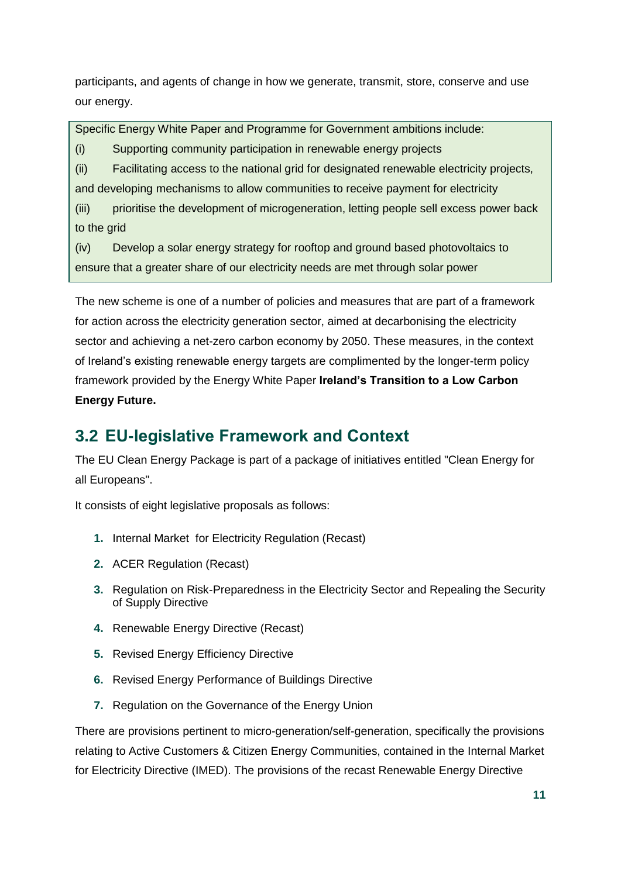participants, and agents of change in how we generate, transmit, store, conserve and use our energy.

> Specific Energy White Paper and Programme for Government ambitions include:
>
> (i) Supporting community participation in renewable energy projects
>
> (ii) Facilitating access to the national grid for designated renewable electricity projects, and developing mechanisms to allow communities to receive payment for electricity
>
> (iii) prioritise the development of microgeneration, letting people sell excess power back to the grid
>
> (iv) Develop a solar energy strategy for rooftop and ground based photovoltaics to ensure that a greater share of our electricity needs are met through solar power

The new scheme is one of a number of policies and measures that are part of a framework for action across the electricity generation sector, aimed at decarbonising the electricity sector and achieving a net-zero carbon economy by 2050. These measures, in the context of Ireland's existing renewable energy targets are complimented by the longer-term policy framework provided by the Energy White Paper **Ireland's Transition to a Low Carbon Energy Future.**

## 3.2 EU-legislative Framework and Context

The EU Clean Energy Package is part of a package of initiatives entitled "Clean Energy for all Europeans".

It consists of eight legislative proposals as follows:

1. Internal Market for Electricity Regulation (Recast)
2. ACER Regulation (Recast)
3. Regulation on Risk-Preparedness in the Electricity Sector and Repealing the Security of Supply Directive
4. Renewable Energy Directive (Recast)
5. Revised Energy Efficiency Directive
6. Revised Energy Performance of Buildings Directive
7. Regulation on the Governance of the Energy Union

There are provisions pertinent to micro-generation/self-generation, specifically the provisions relating to Active Customers & Citizen Energy Communities, contained in the Internal Market for Electricity Directive (IMED). The provisions of the recast Renewable Energy Directive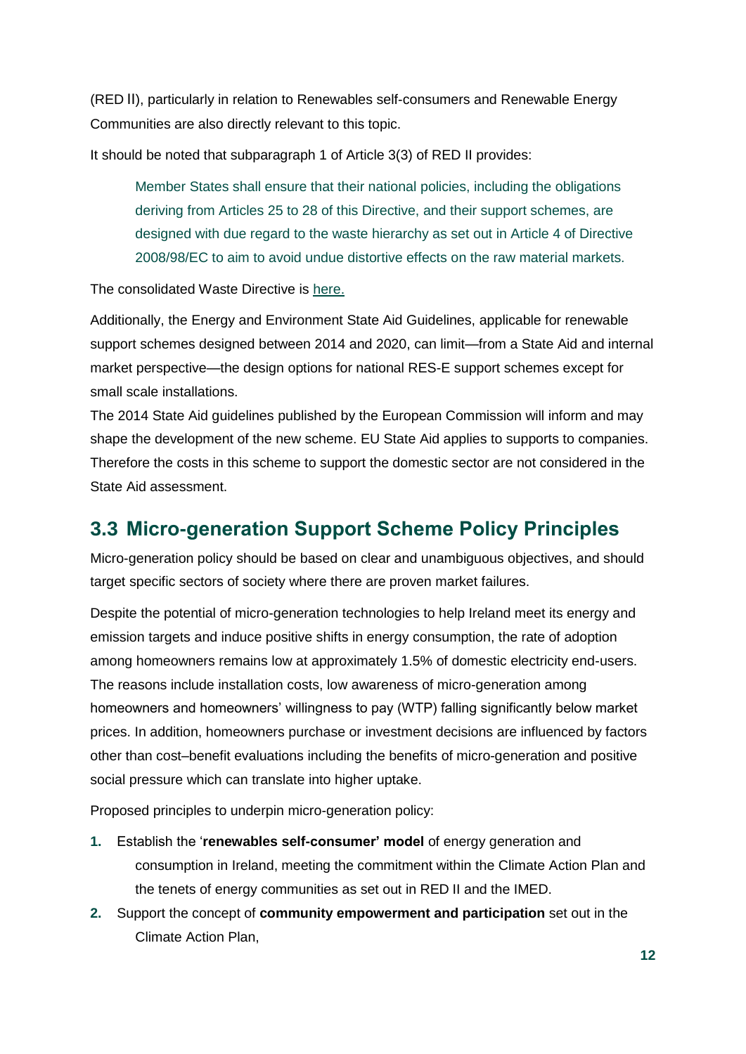(RED II), particularly in relation to Renewables self-consumers and Renewable Energy Communities are also directly relevant to this topic.

It should be noted that subparagraph 1 of Article 3(3) of RED II provides:

> Member States shall ensure that their national policies, including the obligations deriving from Articles 25 to 28 of this Directive, and their support schemes, are designed with due regard to the waste hierarchy as set out in Article 4 of Directive 2008/98/EC to aim to avoid undue distortive effects on the raw material markets.

The consolidated Waste Directive is here.

Additionally, the Energy and Environment State Aid Guidelines, applicable for renewable support schemes designed between 2014 and 2020, can limit—from a State Aid and internal market perspective—the design options for national RES-E support schemes except for small scale installations.

The 2014 State Aid guidelines published by the European Commission will inform and may shape the development of the new scheme. EU State Aid applies to supports to companies. Therefore the costs in this scheme to support the domestic sector are not considered in the State Aid assessment.

## 3.3 Micro-generation Support Scheme Policy Principles

Micro-generation policy should be based on clear and unambiguous objectives, and should target specific sectors of society where there are proven market failures.

Despite the potential of micro-generation technologies to help Ireland meet its energy and emission targets and induce positive shifts in energy consumption, the rate of adoption among homeowners remains low at approximately 1.5% of domestic electricity end-users. The reasons include installation costs, low awareness of micro-generation among homeowners and homeowners' willingness to pay (WTP) falling significantly below market prices. In addition, homeowners purchase or investment decisions are influenced by factors other than cost–benefit evaluations including the benefits of micro-generation and positive social pressure which can translate into higher uptake.

Proposed principles to underpin micro-generation policy:

1. Establish the '**renewables self-consumer' model** of energy generation and consumption in Ireland, meeting the commitment within the Climate Action Plan and the tenets of energy communities as set out in RED II and the IMED.
2. Support the concept of **community empowerment and participation** set out in the Climate Action Plan,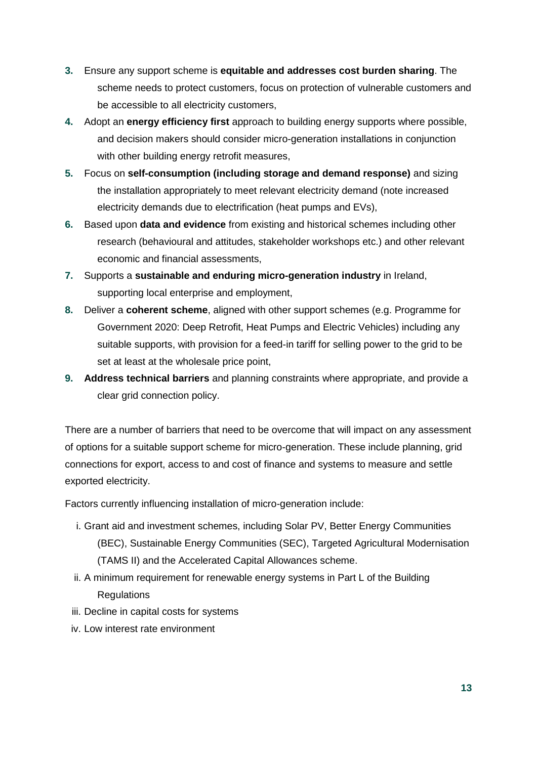3. Ensure any support scheme is **equitable and addresses cost burden sharing**. The scheme needs to protect customers, focus on protection of vulnerable customers and be accessible to all electricity customers,
4. Adopt an **energy efficiency first** approach to building energy supports where possible, and decision makers should consider micro-generation installations in conjunction with other building energy retrofit measures,
5. Focus on **self-consumption (including storage and demand response)** and sizing the installation appropriately to meet relevant electricity demand (note increased electricity demands due to electrification (heat pumps and EVs),
6. Based upon **data and evidence** from existing and historical schemes including other research (behavioural and attitudes, stakeholder workshops etc.) and other relevant economic and financial assessments,
7. Supports a **sustainable and enduring micro-generation industry** in Ireland, supporting local enterprise and employment,
8. Deliver a **coherent scheme**, aligned with other support schemes (e.g. Programme for Government 2020: Deep Retrofit, Heat Pumps and Electric Vehicles) including any suitable supports, with provision for a feed-in tariff for selling power to the grid to be set at least at the wholesale price point,
9. **Address technical barriers** and planning constraints where appropriate, and provide a clear grid connection policy.

There are a number of barriers that need to be overcome that will impact on any assessment of options for a suitable support scheme for micro-generation. These include planning, grid connections for export, access to and cost of finance and systems to measure and settle exported electricity.

Factors currently influencing installation of micro-generation include:

i. Grant aid and investment schemes, including Solar PV, Better Energy Communities (BEC), Sustainable Energy Communities (SEC), Targeted Agricultural Modernisation (TAMS II) and the Accelerated Capital Allowances scheme.
ii. A minimum requirement for renewable energy systems in Part L of the Building Regulations
iii. Decline in capital costs for systems
iv. Low interest rate environment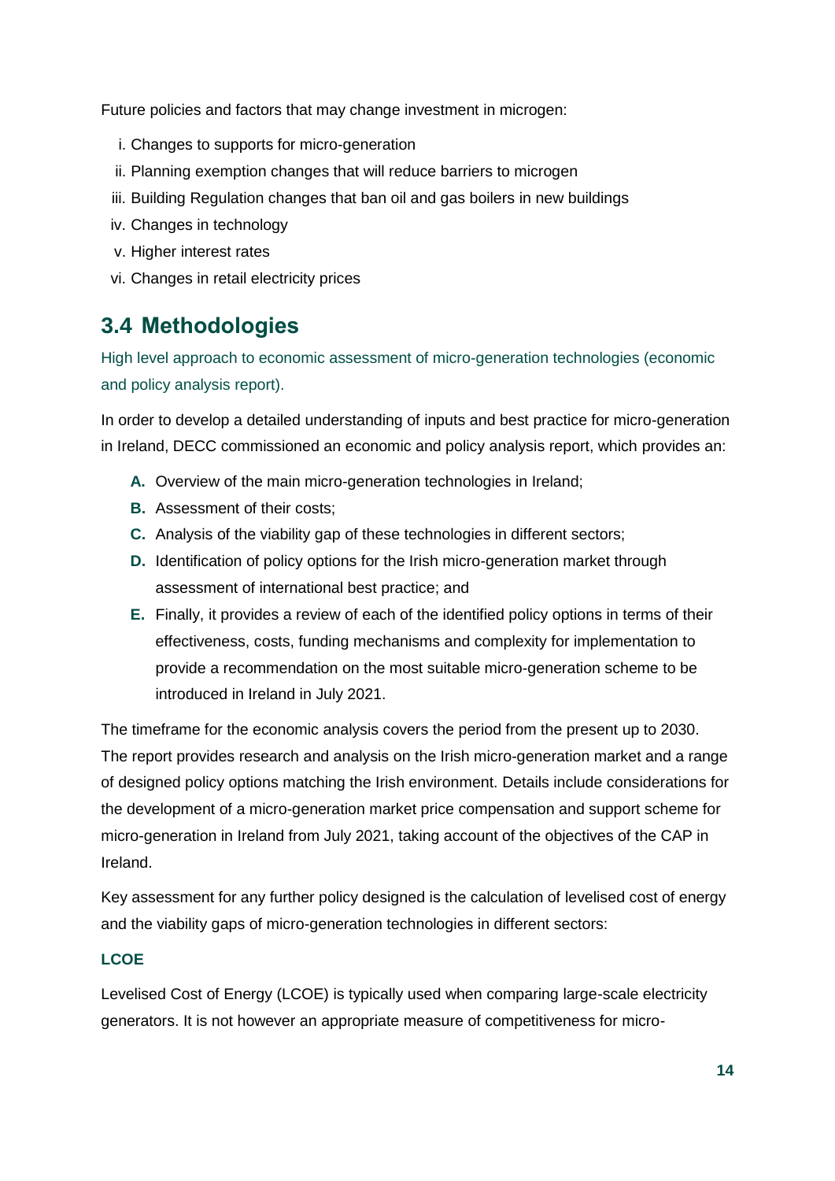Future policies and factors that may change investment in microgen:

i. Changes to supports for micro-generation
ii. Planning exemption changes that will reduce barriers to microgen
iii. Building Regulation changes that ban oil and gas boilers in new buildings
iv. Changes in technology
v. Higher interest rates
vi. Changes in retail electricity prices

## 3.4 Methodologies

### High level approach to economic assessment of micro-generation technologies (economic and policy analysis report).

In order to develop a detailed understanding of inputs and best practice for micro-generation in Ireland, DECC commissioned an economic and policy analysis report, which provides an:

A. Overview of the main micro-generation technologies in Ireland;
B. Assessment of their costs;
C. Analysis of the viability gap of these technologies in different sectors;
D. Identification of policy options for the Irish micro-generation market through assessment of international best practice; and
E. Finally, it provides a review of each of the identified policy options in terms of their effectiveness, costs, funding mechanisms and complexity for implementation to provide a recommendation on the most suitable micro-generation scheme to be introduced in Ireland in July 2021.

The timeframe for the economic analysis covers the period from the present up to 2030. The report provides research and analysis on the Irish micro-generation market and a range of designed policy options matching the Irish environment. Details include considerations for the development of a micro-generation market price compensation and support scheme for micro-generation in Ireland from July 2021, taking account of the objectives of the CAP in Ireland.

Key assessment for any further policy designed is the calculation of levelised cost of energy and the viability gaps of micro-generation technologies in different sectors:

#### LCOE

Levelised Cost of Energy (LCOE) is typically used when comparing large-scale electricity generators. It is not however an appropriate measure of competitiveness for micro-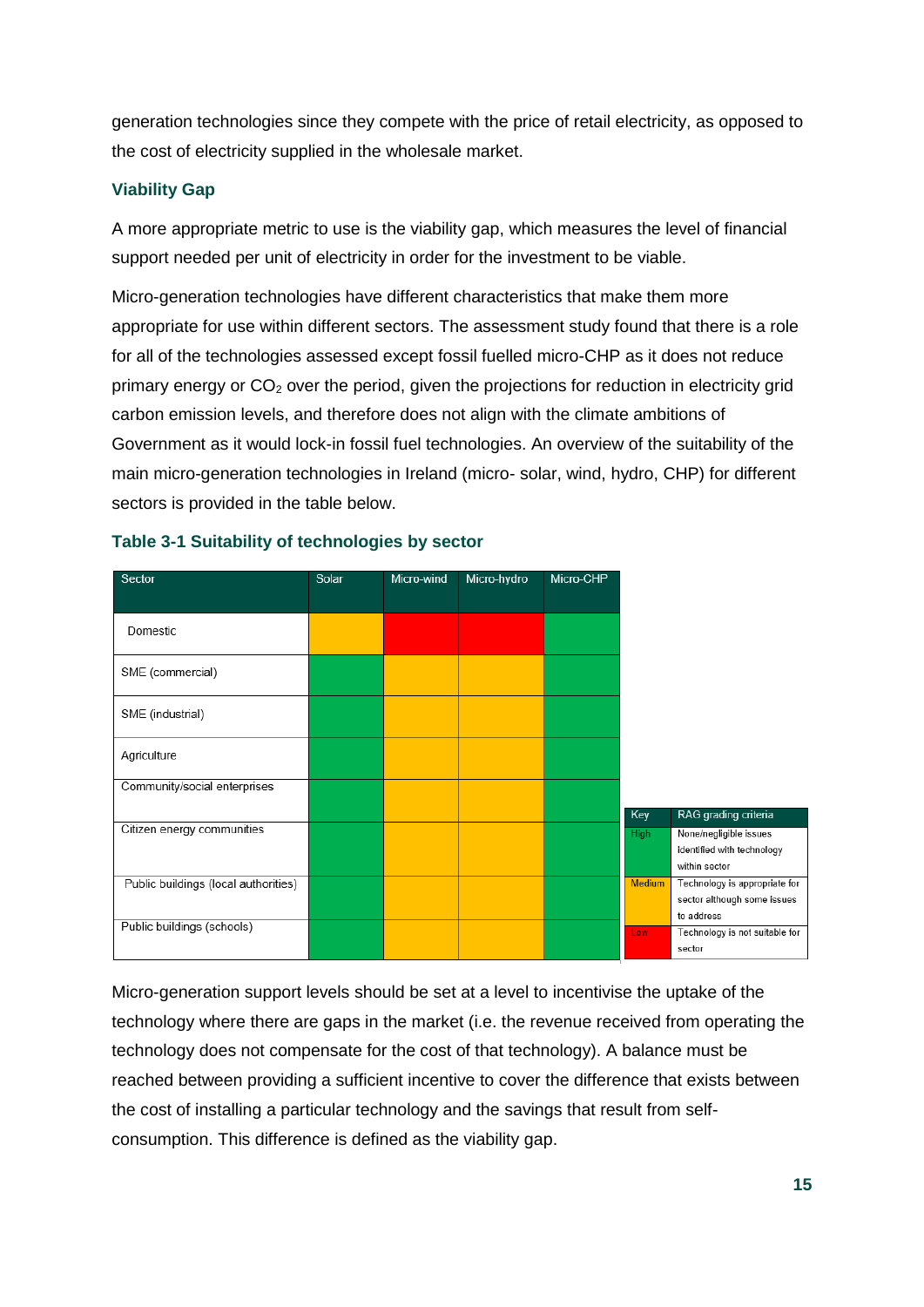generation technologies since they compete with the price of retail electricity, as opposed to the cost of electricity supplied in the wholesale market.

### Viability Gap

A more appropriate metric to use is the viability gap, which measures the level of financial support needed per unit of electricity in order for the investment to be viable.

Micro-generation technologies have different characteristics that make them more appropriate for use within different sectors. The assessment study found that there is a role for all of the technologies assessed except fossil fuelled micro-CHP as it does not reduce primary energy or $CO_2$ over the period, given the projections for reduction in electricity grid carbon emission levels, and therefore does not align with the climate ambitions of Government as it would lock-in fossil fuel technologies. An overview of the suitability of the main micro-generation technologies in Ireland (micro- solar, wind, hydro, CHP) for different sectors is provided in the table below.

**Table 3-1 Suitability of technologies by sector**

| Sector | Solar | Micro-wind | Micro-hydro | Micro-CHP |
|---|---|---|---|---|
| Domestic | Medium | Low | Low | High |
| SME (commercial) | High | Medium | Medium | High |
| SME (industrial) | High | Medium | Medium | High |
| Agriculture | High | Medium | Medium | High |
| Community/social enterprises | High | Medium | Medium | High |
| Citizen energy communities | High | Medium | Medium | High |
| Public buildings (local authorities) | High | Medium | Medium | High |
| Public buildings (schools) | High | Medium | Medium | High |

| Key | RAG grading criteria |
|---|---|
| High | None/negligible issues identified with technology within sector |
| Medium | Technology is appropriate for sector although some issues to address |
| Low | Technology is not suitable for sector |

Micro-generation support levels should be set at a level to incentivise the uptake of the technology where there are gaps in the market (i.e. the revenue received from operating the technology does not compensate for the cost of that technology). A balance must be reached between providing a sufficient incentive to cover the difference that exists between the cost of installing a particular technology and the savings that result from self-consumption. This difference is defined as the viability gap.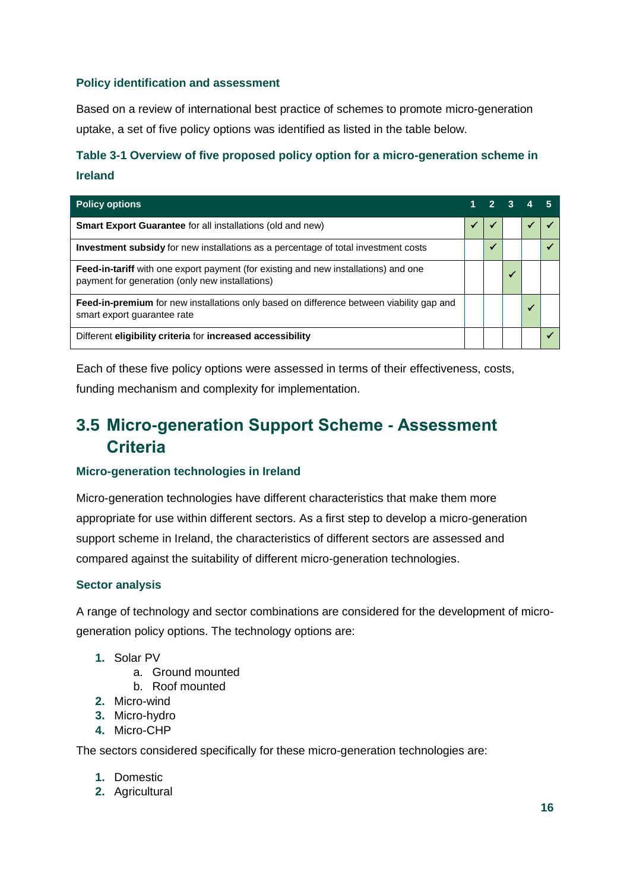### Policy identification and assessment

Based on a review of international best practice of schemes to promote micro-generation uptake, a set of five policy options was identified as listed in the table below.

### Table 3-1 Overview of five proposed policy option for a micro-generation scheme in Ireland

| Policy options | 1 | 2 | 3 | 4 | 5 |
|---|---|---|---|---|---|
| **Smart Export Guarantee** for all installations (old and new) | ✓ | ✓ | | ✓ | ✓ |
| **Investment subsidy** for new installations as a percentage of total investment costs | | ✓ | | | ✓ |
| **Feed-in-tariff** with one export payment (for existing and new installations) and one payment for generation (only new installations) | | | ✓ | | |
| **Feed-in-premium** for new installations only based on difference between viability gap and smart export guarantee rate | | | | ✓ | |
| Different **eligibility criteria** for **increased accessibility** | | | | | ✓ |

Each of these five policy options were assessed in terms of their effectiveness, costs, funding mechanism and complexity for implementation.

## 3.5 Micro-generation Support Scheme - Assessment Criteria

### Micro-generation technologies in Ireland

Micro-generation technologies have different characteristics that make them more appropriate for use within different sectors. As a first step to develop a micro-generation support scheme in Ireland, the characteristics of different sectors are assessed and compared against the suitability of different micro-generation technologies.

### Sector analysis

A range of technology and sector combinations are considered for the development of micro-generation policy options. The technology options are:

1. Solar PV
    a. Ground mounted
    b. Roof mounted
2. Micro-wind
3. Micro-hydro
4. Micro-CHP

The sectors considered specifically for these micro-generation technologies are:

1. Domestic
2. Agricultural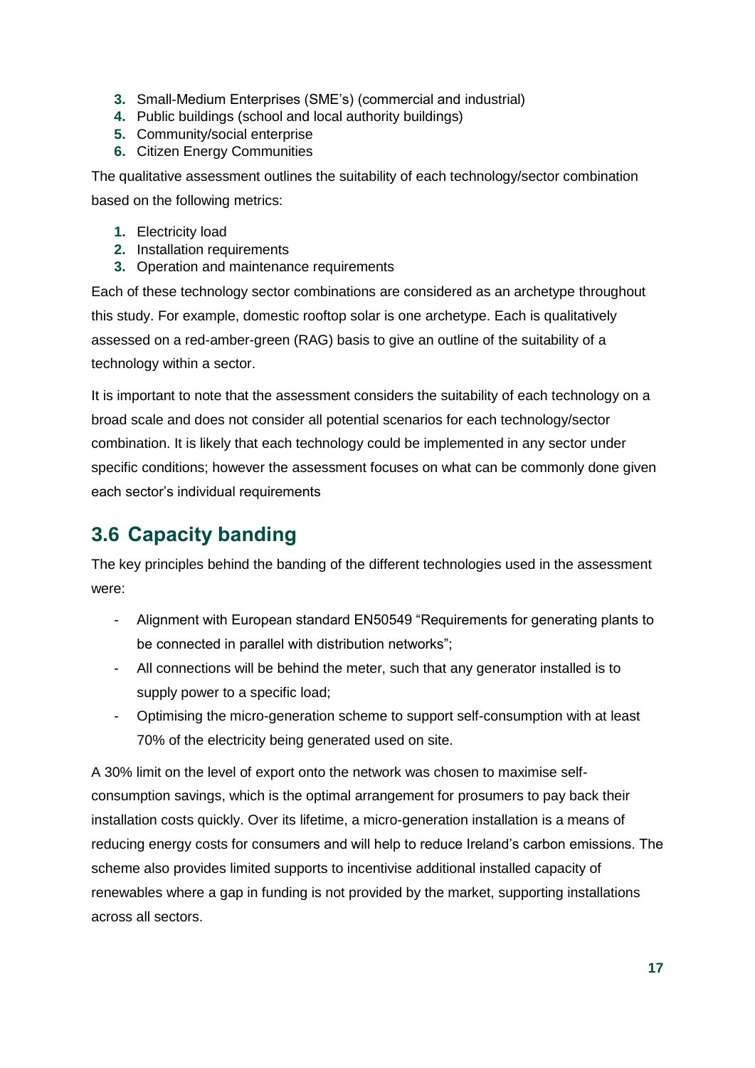3. Small-Medium Enterprises (SME's) (commercial and industrial)
4. Public buildings (school and local authority buildings)
5. Community/social enterprise
6. Citizen Energy Communities

The qualitative assessment outlines the suitability of each technology/sector combination based on the following metrics:

1. Electricity load
2. Installation requirements
3. Operation and maintenance requirements

Each of these technology sector combinations are considered as an archetype throughout this study. For example, domestic rooftop solar is one archetype. Each is qualitatively assessed on a red-amber-green (RAG) basis to give an outline of the suitability of a technology within a sector.

It is important to note that the assessment considers the suitability of each technology on a broad scale and does not consider all potential scenarios for each technology/sector combination. It is likely that each technology could be implemented in any sector under specific conditions; however the assessment focuses on what can be commonly done given each sector's individual requirements

## 3.6 Capacity banding

The key principles behind the banding of the different technologies used in the assessment were:

- Alignment with European standard EN50549 "Requirements for generating plants to be connected in parallel with distribution networks";
- All connections will be behind the meter, such that any generator installed is to supply power to a specific load;
- Optimising the micro-generation scheme to support self-consumption with at least 70% of the electricity being generated used on site.

A 30% limit on the level of export onto the network was chosen to maximise self-consumption savings, which is the optimal arrangement for prosumers to pay back their installation costs quickly. Over its lifetime, a micro-generation installation is a means of reducing energy costs for consumers and will help to reduce Ireland's carbon emissions. The scheme also provides limited supports to incentivise additional installed capacity of renewables where a gap in funding is not provided by the market, supporting installations across all sectors.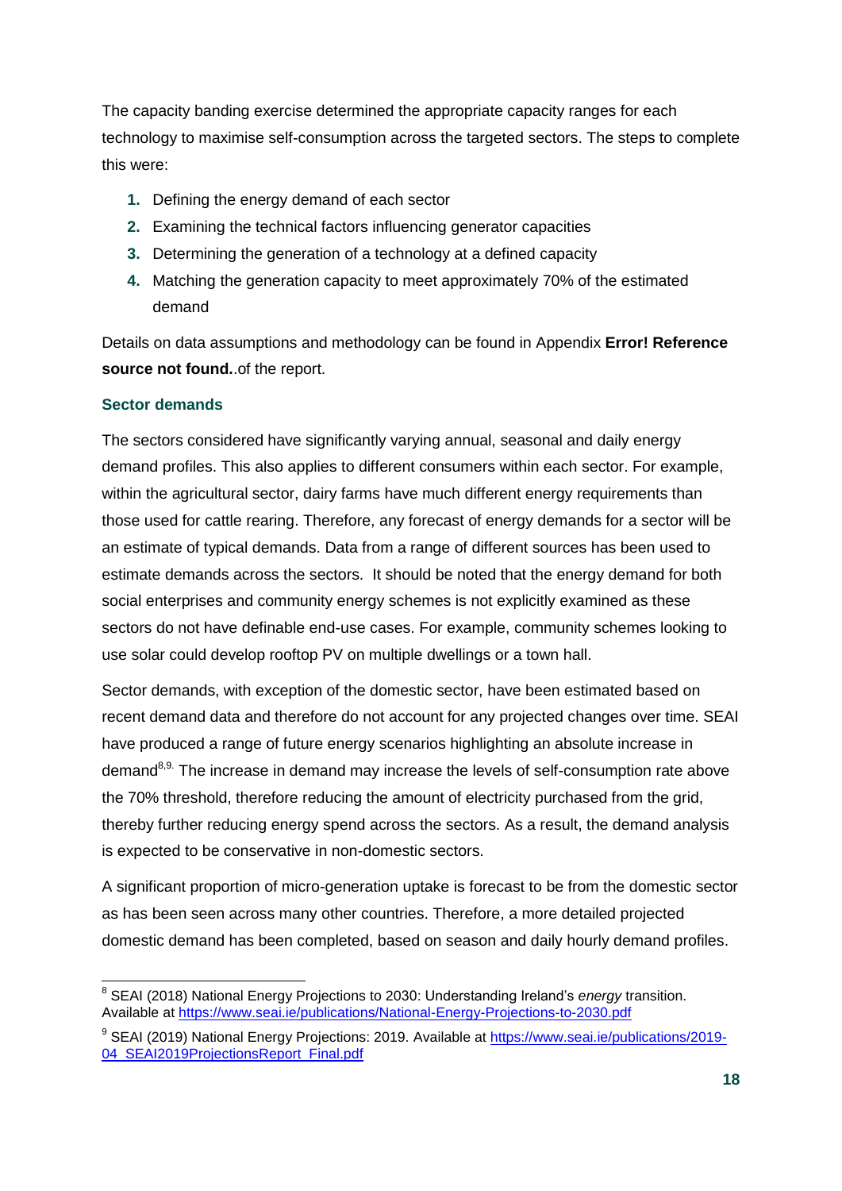The capacity banding exercise determined the appropriate capacity ranges for each technology to maximise self-consumption across the targeted sectors. The steps to complete this were:

1. Defining the energy demand of each sector
2. Examining the technical factors influencing generator capacities
3. Determining the generation of a technology at a defined capacity
4. Matching the generation capacity to meet approximately 70% of the estimated demand

Details on data assumptions and methodology can be found in Appendix **Error! Reference source not found.**.of the report.

### Sector demands

The sectors considered have significantly varying annual, seasonal and daily energy demand profiles. This also applies to different consumers within each sector. For example, within the agricultural sector, dairy farms have much different energy requirements than those used for cattle rearing. Therefore, any forecast of energy demands for a sector will be an estimate of typical demands. Data from a range of different sources has been used to estimate demands across the sectors. It should be noted that the energy demand for both social enterprises and community energy schemes is not explicitly examined as these sectors do not have definable end-use cases. For example, community schemes looking to use solar could develop rooftop PV on multiple dwellings or a town hall.

Sector demands, with exception of the domestic sector, have been estimated based on recent demand data and therefore do not account for any projected changes over time. SEAI have produced a range of future energy scenarios highlighting an absolute increase in demand[8,9]. The increase in demand may increase the levels of self-consumption rate above the 70% threshold, therefore reducing the amount of electricity purchased from the grid, thereby further reducing energy spend across the sectors. As a result, the demand analysis is expected to be conservative in non-domestic sectors.

A significant proportion of micro-generation uptake is forecast to be from the domestic sector as has been seen across many other countries. Therefore, a more detailed projected domestic demand has been completed, based on season and daily hourly demand profiles.

---

[8] SEAI (2018) National Energy Projections to 2030: Understanding Ireland's *energy* transition. Available at https://www.seai.ie/publications/National-Energy-Projections-to-2030.pdf

[9] SEAI (2019) National Energy Projections: 2019. Available at https://www.seai.ie/publications/2019-04_SEAI2019ProjectionsReport_Final.pdf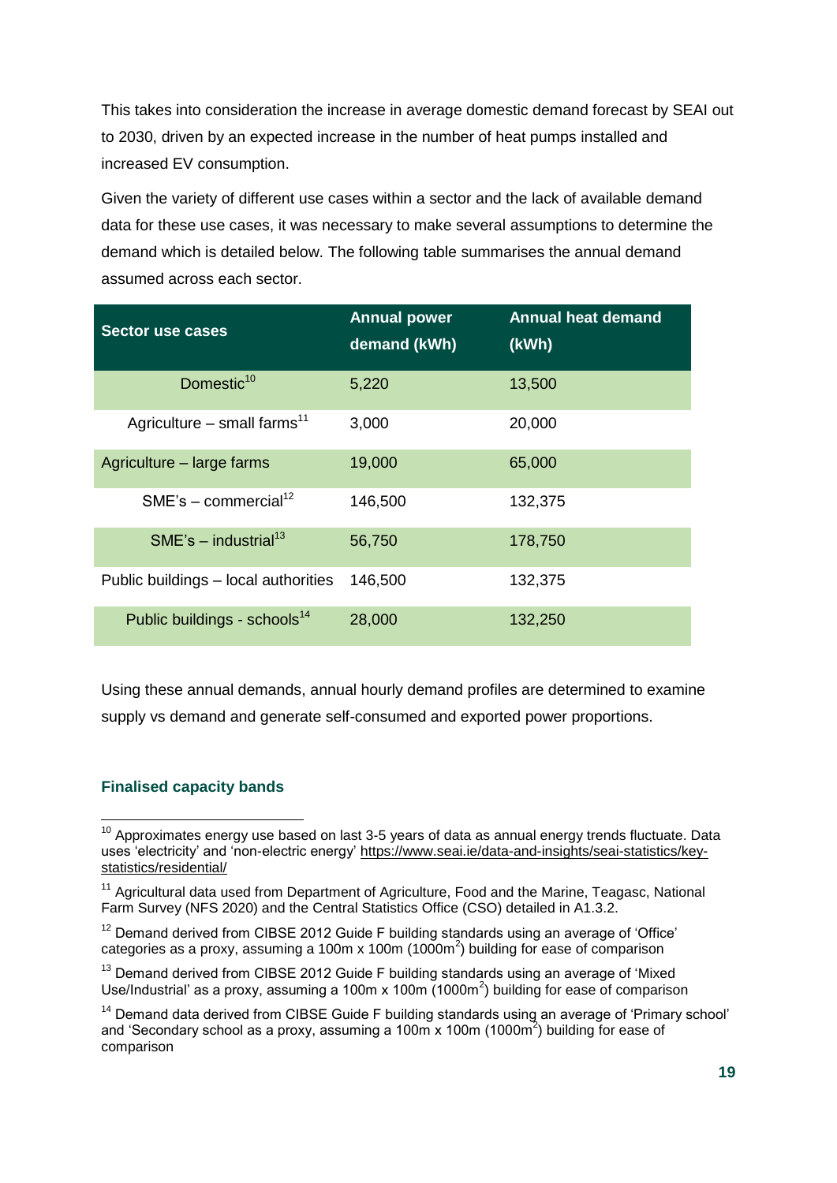This takes into consideration the increase in average domestic demand forecast by SEAI out to 2030, driven by an expected increase in the number of heat pumps installed and increased EV consumption.

Given the variety of different use cases within a sector and the lack of available demand data for these use cases, it was necessary to make several assumptions to determine the demand which is detailed below. The following table summarises the annual demand assumed across each sector.

| Sector use cases | Annual power demand (kWh) | Annual heat demand (kWh) |
|---|---|---|
| Domestic[10] | 5,220 | 13,500 |
| Agriculture – small farms[11] | 3,000 | 20,000 |
| Agriculture – large farms | 19,000 | 65,000 |
| SME's – commercial[12] | 146,500 | 132,375 |
| SME's – industrial[13] | 56,750 | 178,750 |
| Public buildings – local authorities | 146,500 | 132,375 |
| Public buildings - schools[14] | 28,000 | 132,250 |

Using these annual demands, annual hourly demand profiles are determined to examine supply vs demand and generate self-consumed and exported power proportions.

### Finalised capacity bands

[10] Approximates energy use based on last 3-5 years of data as annual energy trends fluctuate. Data uses 'electricity' and 'non-electric energy' https://www.seai.ie/data-and-insights/seai-statistics/key-statistics/residential/

[11] Agricultural data used from Department of Agriculture, Food and the Marine, Teagasc, National Farm Survey (NFS 2020) and the Central Statistics Office (CSO) detailed in A1.3.2.

[12] Demand derived from CIBSE 2012 Guide F building standards using an average of 'Office' categories as a proxy, assuming a 100m x 100m (1000m$^2$) building for ease of comparison

[13] Demand derived from CIBSE 2012 Guide F building standards using an average of 'Mixed Use/Industrial' as a proxy, assuming a 100m x 100m (1000m$^2$) building for ease of comparison

[14] Demand data derived from CIBSE Guide F building standards using an average of 'Primary school' and 'Secondary school as a proxy, assuming a 100m x 100m (1000m$^2$) building for ease of comparison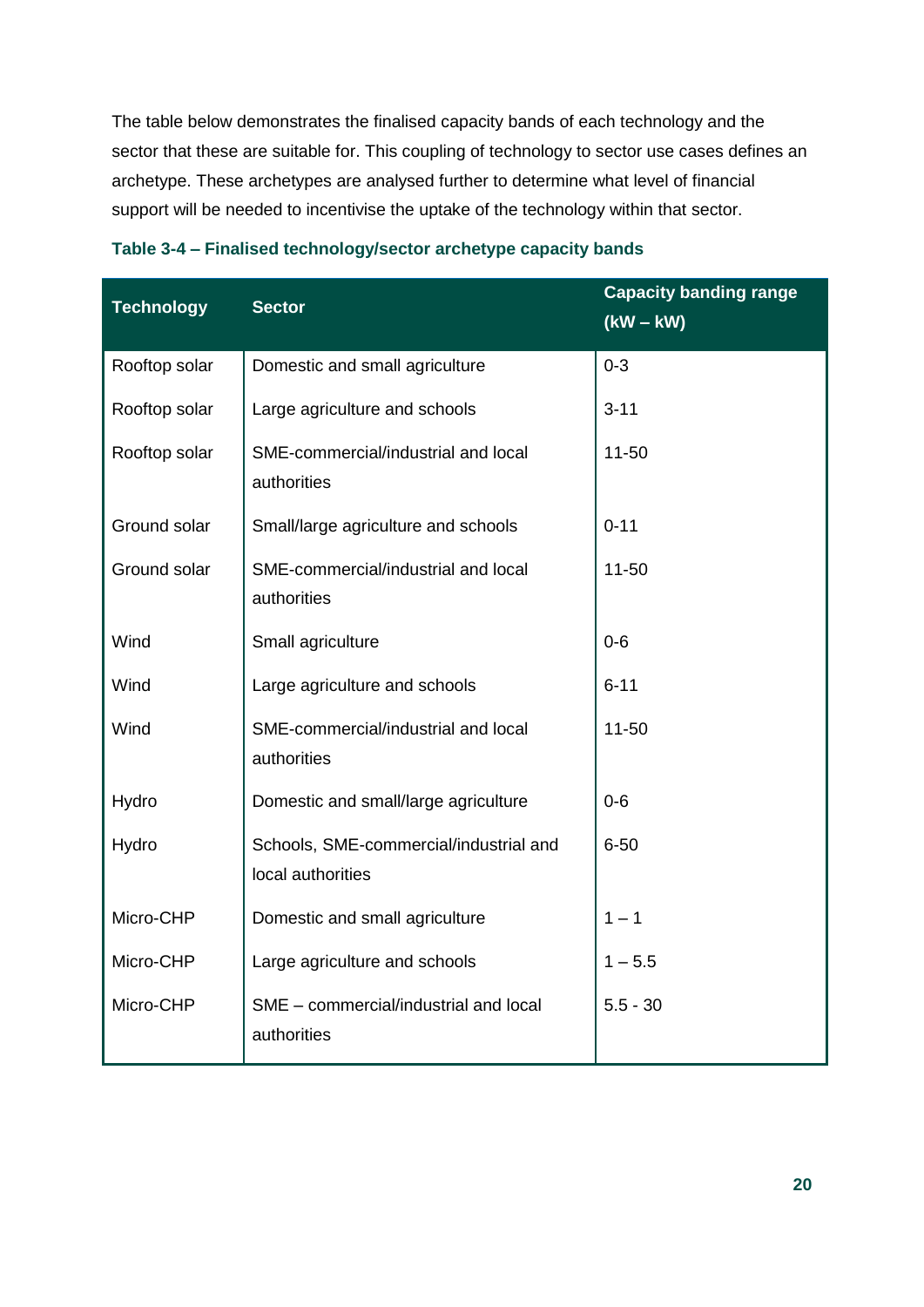The table below demonstrates the finalised capacity bands of each technology and the sector that these are suitable for. This coupling of technology to sector use cases defines an archetype. These archetypes are analysed further to determine what level of financial support will be needed to incentivise the uptake of the technology within that sector.

**Table 3-4 – Finalised technology/sector archetype capacity bands**

| Technology | Sector | Capacity banding range (kW – kW) |
|---|---|---|
| Rooftop solar | Domestic and small agriculture | 0-3 |
| Rooftop solar | Large agriculture and schools | 3-11 |
| Rooftop solar | SME-commercial/industrial and local authorities | 11-50 |
| Ground solar | Small/large agriculture and schools | 0-11 |
| Ground solar | SME-commercial/industrial and local authorities | 11-50 |
| Wind | Small agriculture | 0-6 |
| Wind | Large agriculture and schools | 6-11 |
| Wind | SME-commercial/industrial and local authorities | 11-50 |
| Hydro | Domestic and small/large agriculture | 0-6 |
| Hydro | Schools, SME-commercial/industrial and local authorities | 6-50 |
| Micro-CHP | Domestic and small agriculture | 1 – 1 |
| Micro-CHP | Large agriculture and schools | 1 – 5.5 |
| Micro-CHP | SME – commercial/industrial and local authorities | 5.5 - 30 |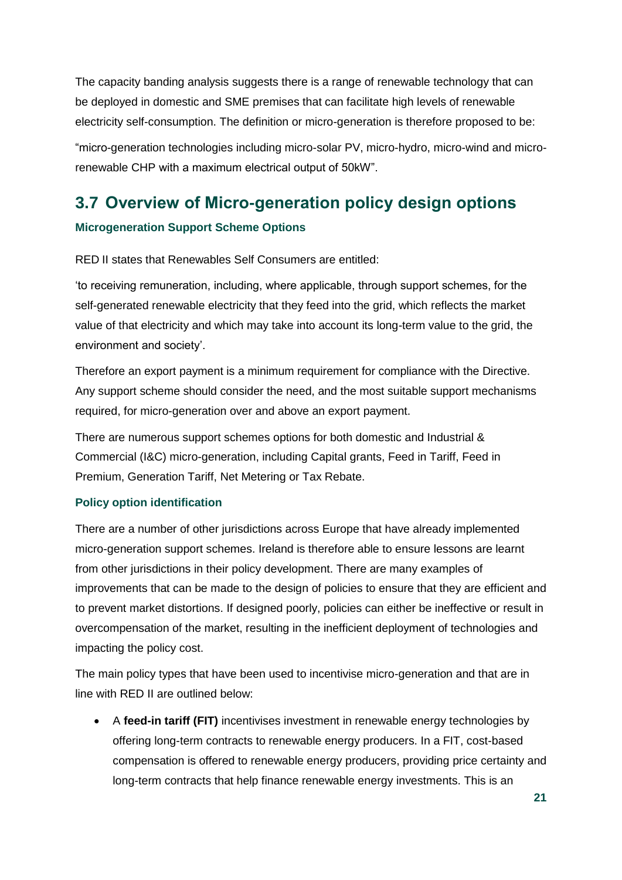The capacity banding analysis suggests there is a range of renewable technology that can be deployed in domestic and SME premises that can facilitate high levels of renewable electricity self-consumption. The definition or micro-generation is therefore proposed to be:

"micro-generation technologies including micro-solar PV, micro-hydro, micro-wind and micro-renewable CHP with a maximum electrical output of 50kW".

## 3.7 Overview of Micro-generation policy design options

#### Microgeneration Support Scheme Options

RED II states that Renewables Self Consumers are entitled:

'to receiving remuneration, including, where applicable, through support schemes, for the self-generated renewable electricity that they feed into the grid, which reflects the market value of that electricity and which may take into account its long-term value to the grid, the environment and society'.

Therefore an export payment is a minimum requirement for compliance with the Directive. Any support scheme should consider the need, and the most suitable support mechanisms required, for micro-generation over and above an export payment.

There are numerous support schemes options for both domestic and Industrial & Commercial (I&C) micro-generation, including Capital grants, Feed in Tariff, Feed in Premium, Generation Tariff, Net Metering or Tax Rebate.

#### Policy option identification

There are a number of other jurisdictions across Europe that have already implemented micro-generation support schemes. Ireland is therefore able to ensure lessons are learnt from other jurisdictions in their policy development. There are many examples of improvements that can be made to the design of policies to ensure that they are efficient and to prevent market distortions. If designed poorly, policies can either be ineffective or result in overcompensation of the market, resulting in the inefficient deployment of technologies and impacting the policy cost.

The main policy types that have been used to incentivise micro-generation and that are in line with RED II are outlined below:

- A **feed-in tariff (FIT)** incentivises investment in renewable energy technologies by offering long-term contracts to renewable energy producers. In a FIT, cost-based compensation is offered to renewable energy producers, providing price certainty and long-term contracts that help finance renewable energy investments. This is an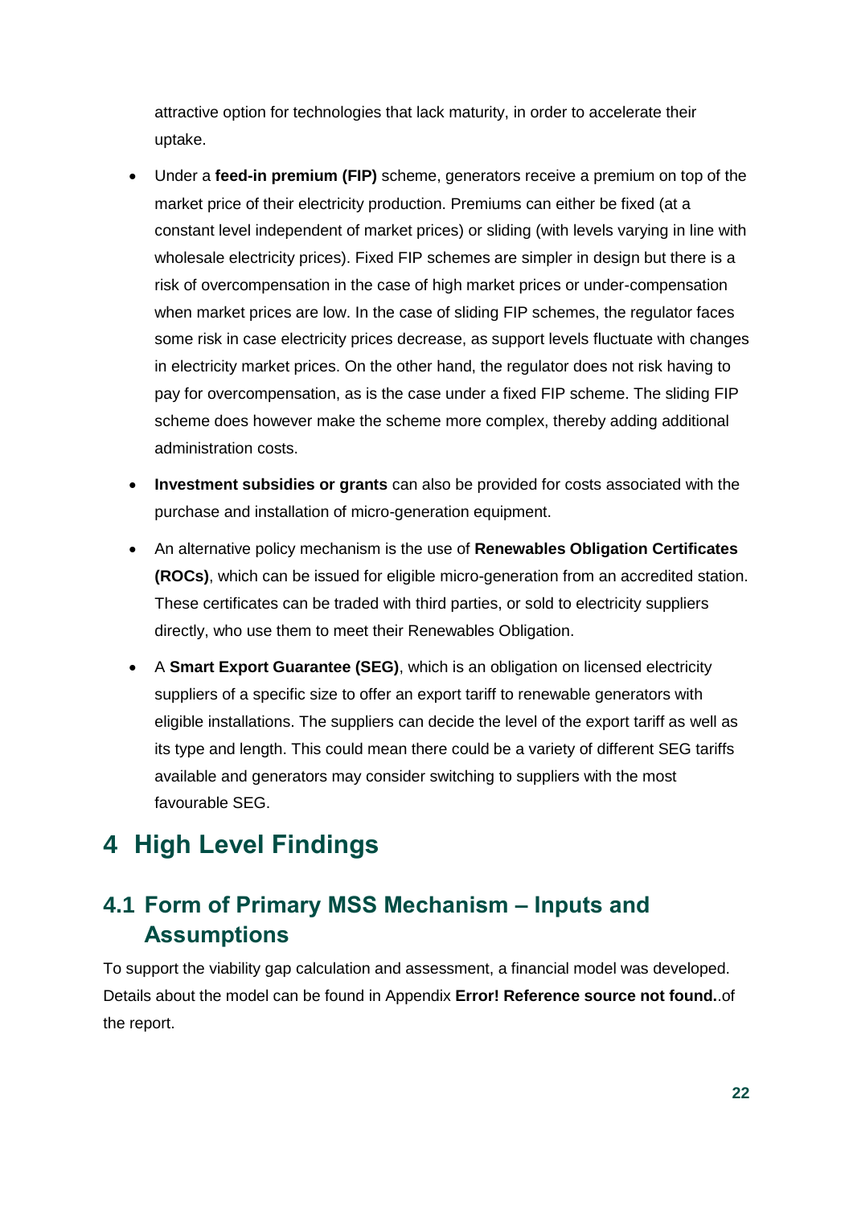attractive option for technologies that lack maturity, in order to accelerate their uptake.

- Under a **feed-in premium (FIP)** scheme, generators receive a premium on top of the market price of their electricity production. Premiums can either be fixed (at a constant level independent of market prices) or sliding (with levels varying in line with wholesale electricity prices). Fixed FIP schemes are simpler in design but there is a risk of overcompensation in the case of high market prices or under-compensation when market prices are low. In the case of sliding FIP schemes, the regulator faces some risk in case electricity prices decrease, as support levels fluctuate with changes in electricity market prices. On the other hand, the regulator does not risk having to pay for overcompensation, as is the case under a fixed FIP scheme. The sliding FIP scheme does however make the scheme more complex, thereby adding additional administration costs.
- **Investment subsidies or grants** can also be provided for costs associated with the purchase and installation of micro-generation equipment.
- An alternative policy mechanism is the use of **Renewables Obligation Certificates (ROCs)**, which can be issued for eligible micro-generation from an accredited station. These certificates can be traded with third parties, or sold to electricity suppliers directly, who use them to meet their Renewables Obligation.
- A **Smart Export Guarantee (SEG)**, which is an obligation on licensed electricity suppliers of a specific size to offer an export tariff to renewable generators with eligible installations. The suppliers can decide the level of the export tariff as well as its type and length. This could mean there could be a variety of different SEG tariffs available and generators may consider switching to suppliers with the most favourable SEG.

# 4 High Level Findings

## 4.1 Form of Primary MSS Mechanism – Inputs and Assumptions

To support the viability gap calculation and assessment, a financial model was developed. Details about the model can be found in Appendix **Error! Reference source not found.**.of the report.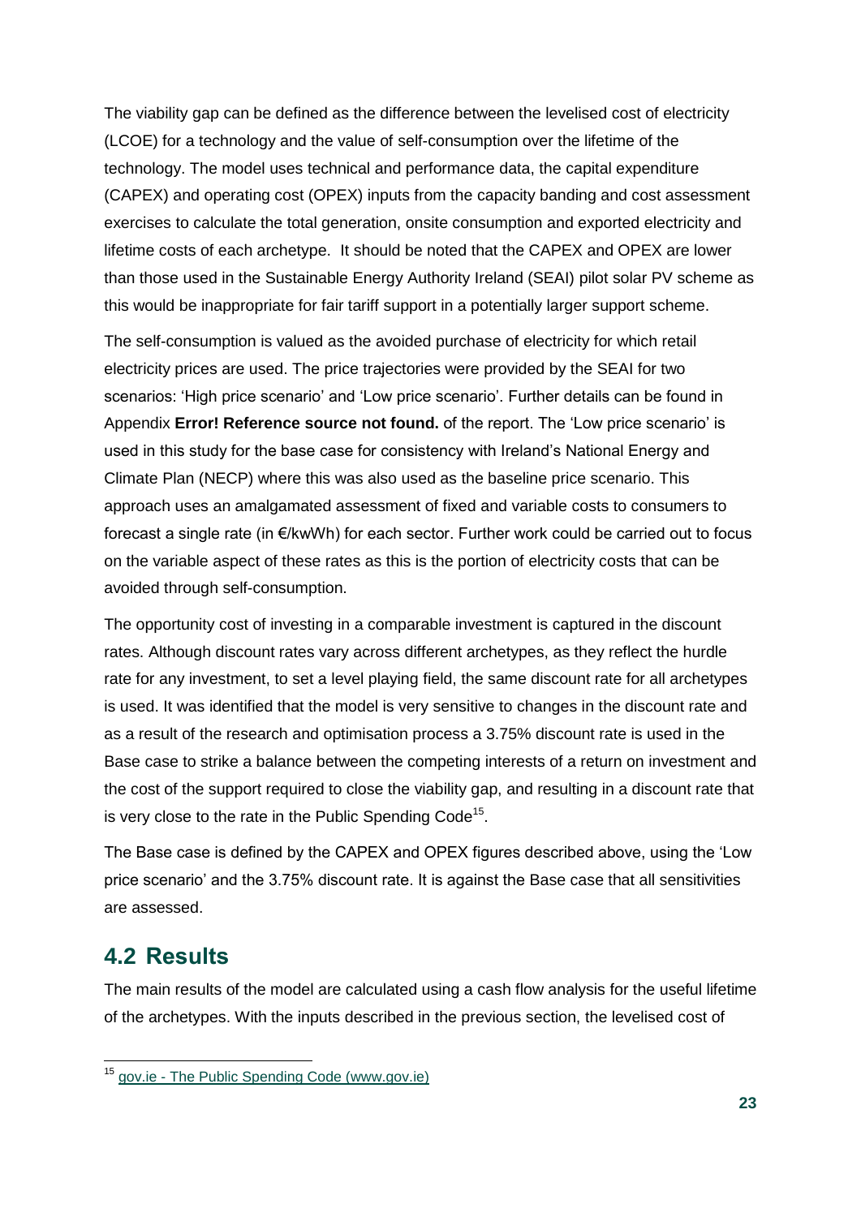The viability gap can be defined as the difference between the levelised cost of electricity (LCOE) for a technology and the value of self-consumption over the lifetime of the technology. The model uses technical and performance data, the capital expenditure (CAPEX) and operating cost (OPEX) inputs from the capacity banding and cost assessment exercises to calculate the total generation, onsite consumption and exported electricity and lifetime costs of each archetype. It should be noted that the CAPEX and OPEX are lower than those used in the Sustainable Energy Authority Ireland (SEAI) pilot solar PV scheme as this would be inappropriate for fair tariff support in a potentially larger support scheme.

The self-consumption is valued as the avoided purchase of electricity for which retail electricity prices are used. The price trajectories were provided by the SEAI for two scenarios: 'High price scenario' and 'Low price scenario'. Further details can be found in Appendix **Error! Reference source not found.** of the report. The 'Low price scenario' is used in this study for the base case for consistency with Ireland's National Energy and Climate Plan (NECP) where this was also used as the baseline price scenario. This approach uses an amalgamated assessment of fixed and variable costs to consumers to forecast a single rate (in €/kwWh) for each sector. Further work could be carried out to focus on the variable aspect of these rates as this is the portion of electricity costs that can be avoided through self-consumption.

The opportunity cost of investing in a comparable investment is captured in the discount rates. Although discount rates vary across different archetypes, as they reflect the hurdle rate for any investment, to set a level playing field, the same discount rate for all archetypes is used. It was identified that the model is very sensitive to changes in the discount rate and as a result of the research and optimisation process a 3.75% discount rate is used in the Base case to strike a balance between the competing interests of a return on investment and the cost of the support required to close the viability gap, and resulting in a discount rate that is very close to the rate in the Public Spending Code[15].

The Base case is defined by the CAPEX and OPEX figures described above, using the 'Low price scenario' and the 3.75% discount rate. It is against the Base case that all sensitivities are assessed.

## 4.2 Results

The main results of the model are calculated using a cash flow analysis for the useful lifetime of the archetypes. With the inputs described in the previous section, the levelised cost of

[15] gov.ie - The Public Spending Code (www.gov.ie)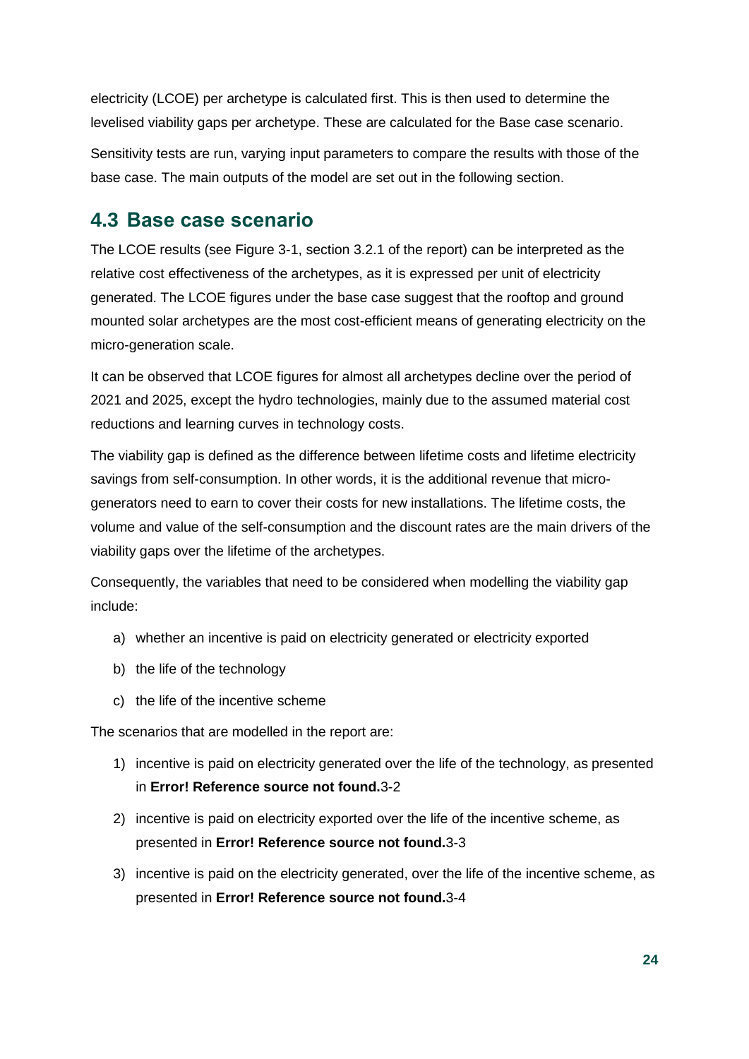electricity (LCOE) per archetype is calculated first. This is then used to determine the levelised viability gaps per archetype. These are calculated for the Base case scenario.

Sensitivity tests are run, varying input parameters to compare the results with those of the base case. The main outputs of the model are set out in the following section.

## 4.3 Base case scenario

The LCOE results (see Figure 3-1, section 3.2.1 of the report) can be interpreted as the relative cost effectiveness of the archetypes, as it is expressed per unit of electricity generated. The LCOE figures under the base case suggest that the rooftop and ground mounted solar archetypes are the most cost-efficient means of generating electricity on the micro-generation scale.

It can be observed that LCOE figures for almost all archetypes decline over the period of 2021 and 2025, except the hydro technologies, mainly due to the assumed material cost reductions and learning curves in technology costs.

The viability gap is defined as the difference between lifetime costs and lifetime electricity savings from self-consumption. In other words, it is the additional revenue that micro-generators need to earn to cover their costs for new installations. The lifetime costs, the volume and value of the self-consumption and the discount rates are the main drivers of the viability gaps over the lifetime of the archetypes.

Consequently, the variables that need to be considered when modelling the viability gap include:

a) whether an incentive is paid on electricity generated or electricity exported

b) the life of the technology

c) the life of the incentive scheme

The scenarios that are modelled in the report are:

1) incentive is paid on electricity generated over the life of the technology, as presented in **Error! Reference source not found.**3-2

2) incentive is paid on electricity exported over the life of the incentive scheme, as presented in **Error! Reference source not found.**3-3

3) incentive is paid on the electricity generated, over the life of the incentive scheme, as presented in **Error! Reference source not found.**3-4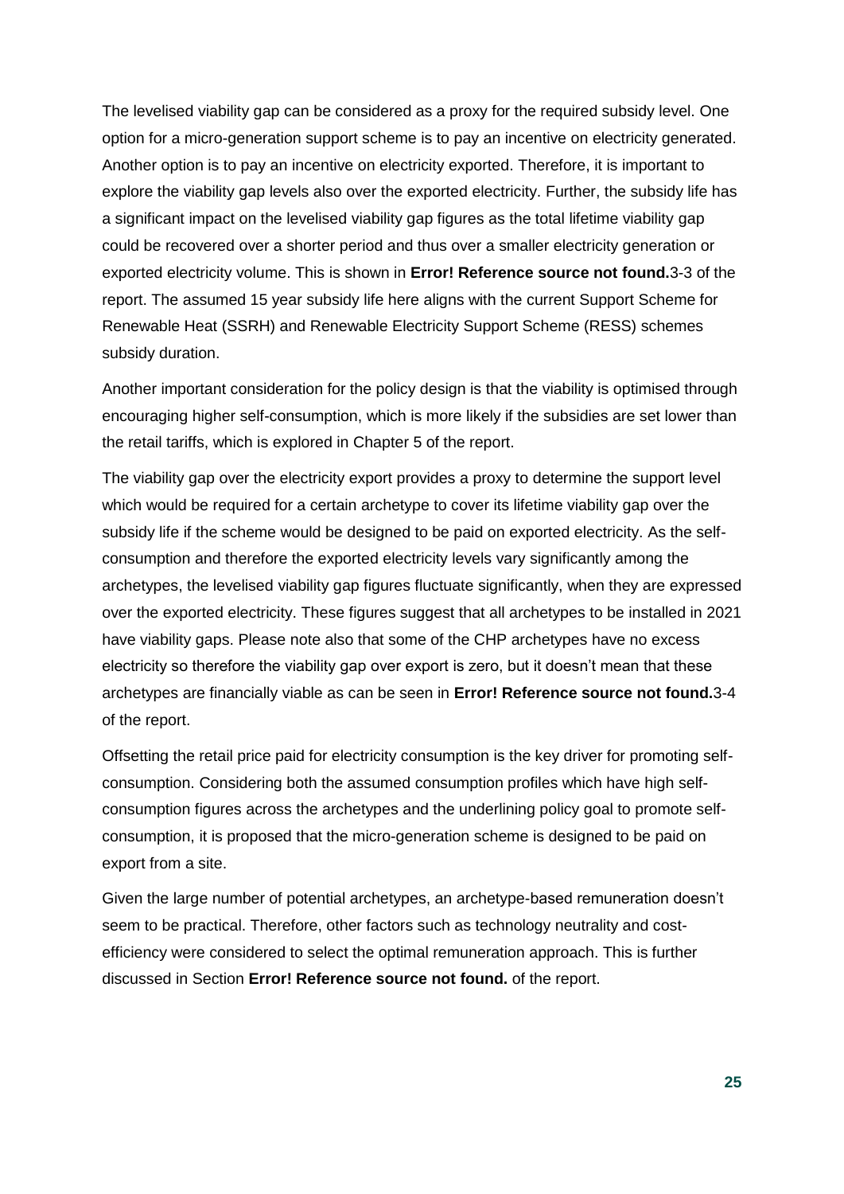The levelised viability gap can be considered as a proxy for the required subsidy level. One option for a micro-generation support scheme is to pay an incentive on electricity generated. Another option is to pay an incentive on electricity exported. Therefore, it is important to explore the viability gap levels also over the exported electricity. Further, the subsidy life has a significant impact on the levelised viability gap figures as the total lifetime viability gap could be recovered over a shorter period and thus over a smaller electricity generation or exported electricity volume. This is shown in **Error! Reference source not found.**3-3 of the report. The assumed 15 year subsidy life here aligns with the current Support Scheme for Renewable Heat (SSRH) and Renewable Electricity Support Scheme (RESS) schemes subsidy duration.

Another important consideration for the policy design is that the viability is optimised through encouraging higher self-consumption, which is more likely if the subsidies are set lower than the retail tariffs, which is explored in Chapter 5 of the report.

The viability gap over the electricity export provides a proxy to determine the support level which would be required for a certain archetype to cover its lifetime viability gap over the subsidy life if the scheme would be designed to be paid on exported electricity. As the self-consumption and therefore the exported electricity levels vary significantly among the archetypes, the levelised viability gap figures fluctuate significantly, when they are expressed over the exported electricity. These figures suggest that all archetypes to be installed in 2021 have viability gaps. Please note also that some of the CHP archetypes have no excess electricity so therefore the viability gap over export is zero, but it doesn't mean that these archetypes are financially viable as can be seen in **Error! Reference source not found.**3-4 of the report.

Offsetting the retail price paid for electricity consumption is the key driver for promoting self-consumption. Considering both the assumed consumption profiles which have high self-consumption figures across the archetypes and the underlining policy goal to promote self-consumption, it is proposed that the micro-generation scheme is designed to be paid on export from a site.

Given the large number of potential archetypes, an archetype-based remuneration doesn't seem to be practical. Therefore, other factors such as technology neutrality and cost-efficiency were considered to select the optimal remuneration approach. This is further discussed in Section **Error! Reference source not found.** of the report.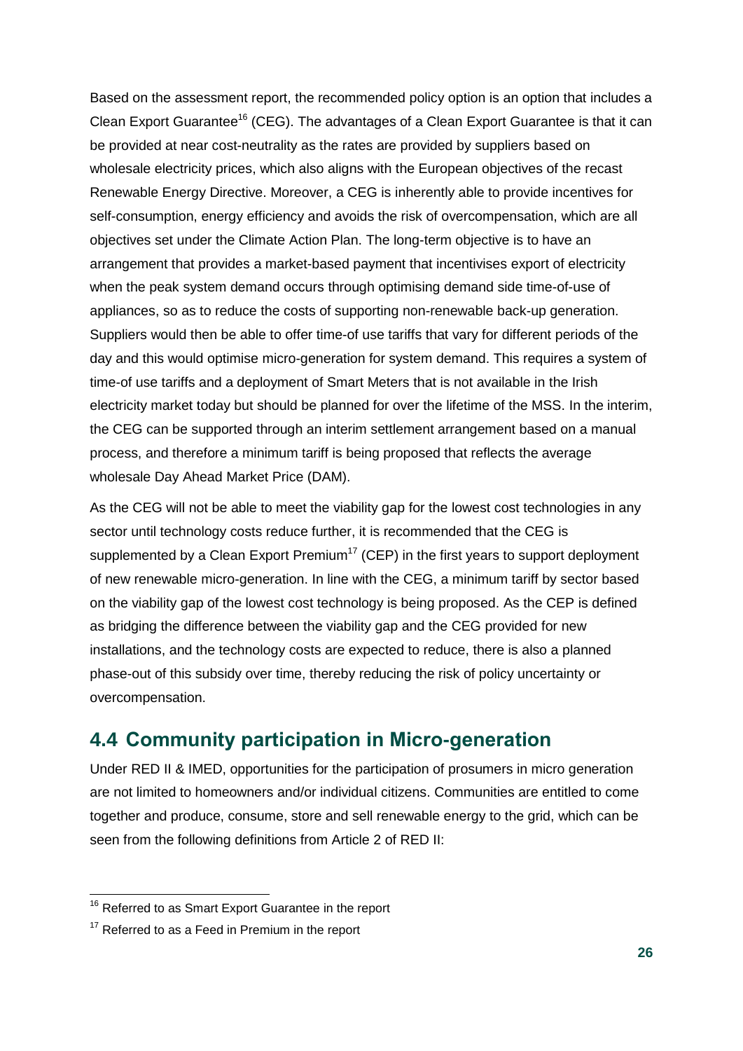Based on the assessment report, the recommended policy option is an option that includes a Clean Export Guarantee[16] (CEG). The advantages of a Clean Export Guarantee is that it can be provided at near cost-neutrality as the rates are provided by suppliers based on wholesale electricity prices, which also aligns with the European objectives of the recast Renewable Energy Directive. Moreover, a CEG is inherently able to provide incentives for self-consumption, energy efficiency and avoids the risk of overcompensation, which are all objectives set under the Climate Action Plan. The long-term objective is to have an arrangement that provides a market-based payment that incentivises export of electricity when the peak system demand occurs through optimising demand side time-of-use of appliances, so as to reduce the costs of supporting non-renewable back-up generation. Suppliers would then be able to offer time-of use tariffs that vary for different periods of the day and this would optimise micro-generation for system demand. This requires a system of time-of use tariffs and a deployment of Smart Meters that is not available in the Irish electricity market today but should be planned for over the lifetime of the MSS. In the interim, the CEG can be supported through an interim settlement arrangement based on a manual process, and therefore a minimum tariff is being proposed that reflects the average wholesale Day Ahead Market Price (DAM).

As the CEG will not be able to meet the viability gap for the lowest cost technologies in any sector until technology costs reduce further, it is recommended that the CEG is supplemented by a Clean Export Premium[17] (CEP) in the first years to support deployment of new renewable micro-generation. In line with the CEG, a minimum tariff by sector based on the viability gap of the lowest cost technology is being proposed. As the CEP is defined as bridging the difference between the viability gap and the CEG provided for new installations, and the technology costs are expected to reduce, there is also a planned phase-out of this subsidy over time, thereby reducing the risk of policy uncertainty or overcompensation.

## 4.4 Community participation in Micro-generation

Under RED II & IMED, opportunities for the participation of prosumers in micro generation are not limited to homeowners and/or individual citizens. Communities are entitled to come together and produce, consume, store and sell renewable energy to the grid, which can be seen from the following definitions from Article 2 of RED II:

---

[16] Referred to as Smart Export Guarantee in the report

[17] Referred to as a Feed in Premium in the report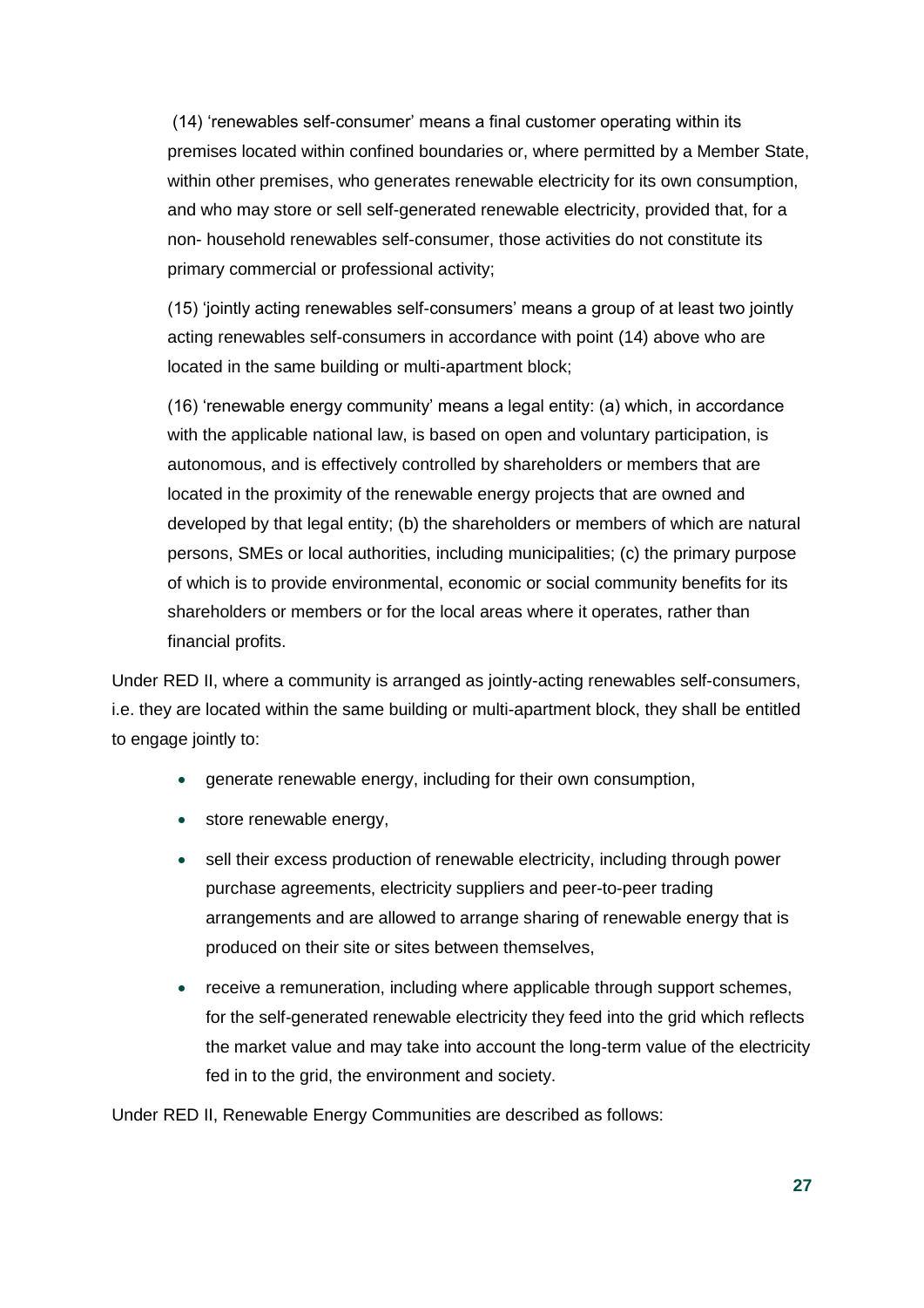(14) 'renewables self-consumer' means a final customer operating within its premises located within confined boundaries or, where permitted by a Member State, within other premises, who generates renewable electricity for its own consumption, and who may store or sell self-generated renewable electricity, provided that, for a non- household renewables self-consumer, those activities do not constitute its primary commercial or professional activity;

(15) 'jointly acting renewables self-consumers' means a group of at least two jointly acting renewables self-consumers in accordance with point (14) above who are located in the same building or multi-apartment block;

(16) 'renewable energy community' means a legal entity: (a) which, in accordance with the applicable national law, is based on open and voluntary participation, is autonomous, and is effectively controlled by shareholders or members that are located in the proximity of the renewable energy projects that are owned and developed by that legal entity; (b) the shareholders or members of which are natural persons, SMEs or local authorities, including municipalities; (c) the primary purpose of which is to provide environmental, economic or social community benefits for its shareholders or members or for the local areas where it operates, rather than financial profits.

Under RED II, where a community is arranged as jointly-acting renewables self-consumers, i.e. they are located within the same building or multi-apartment block, they shall be entitled to engage jointly to:

- generate renewable energy, including for their own consumption,
- store renewable energy,
- sell their excess production of renewable electricity, including through power purchase agreements, electricity suppliers and peer-to-peer trading arrangements and are allowed to arrange sharing of renewable energy that is produced on their site or sites between themselves,
- receive a remuneration, including where applicable through support schemes, for the self-generated renewable electricity they feed into the grid which reflects the market value and may take into account the long-term value of the electricity fed in to the grid, the environment and society.

Under RED II, Renewable Energy Communities are described as follows: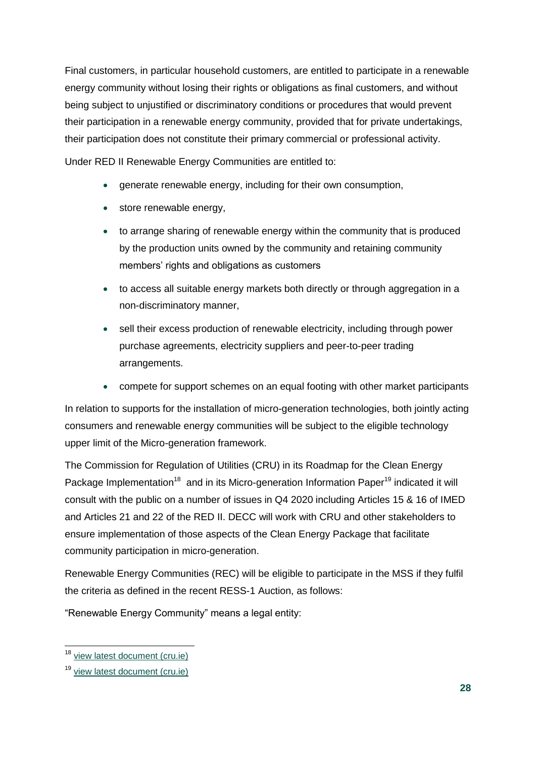Final customers, in particular household customers, are entitled to participate in a renewable energy community without losing their rights or obligations as final customers, and without being subject to unjustified or discriminatory conditions or procedures that would prevent their participation in a renewable energy community, provided that for private undertakings, their participation does not constitute their primary commercial or professional activity.

Under RED II Renewable Energy Communities are entitled to:

- generate renewable energy, including for their own consumption,
- store renewable energy,
- to arrange sharing of renewable energy within the community that is produced by the production units owned by the community and retaining community members' rights and obligations as customers
- to access all suitable energy markets both directly or through aggregation in a non-discriminatory manner,
- sell their excess production of renewable electricity, including through power purchase agreements, electricity suppliers and peer-to-peer trading arrangements.
- compete for support schemes on an equal footing with other market participants

In relation to supports for the installation of micro-generation technologies, both jointly acting consumers and renewable energy communities will be subject to the eligible technology upper limit of the Micro-generation framework.

The Commission for Regulation of Utilities (CRU) in its Roadmap for the Clean Energy Package Implementation[18] and in its Micro-generation Information Paper[19] indicated it will consult with the public on a number of issues in Q4 2020 including Articles 15 & 16 of IMED and Articles 21 and 22 of the RED II. DECC will work with CRU and other stakeholders to ensure implementation of those aspects of the Clean Energy Package that facilitate community participation in micro-generation.

Renewable Energy Communities (REC) will be eligible to participate in the MSS if they fulfil the criteria as defined in the recent RESS-1 Auction, as follows:

"Renewable Energy Community" means a legal entity:

---

[18] view latest document (cru.ie)

[19] view latest document (cru.ie)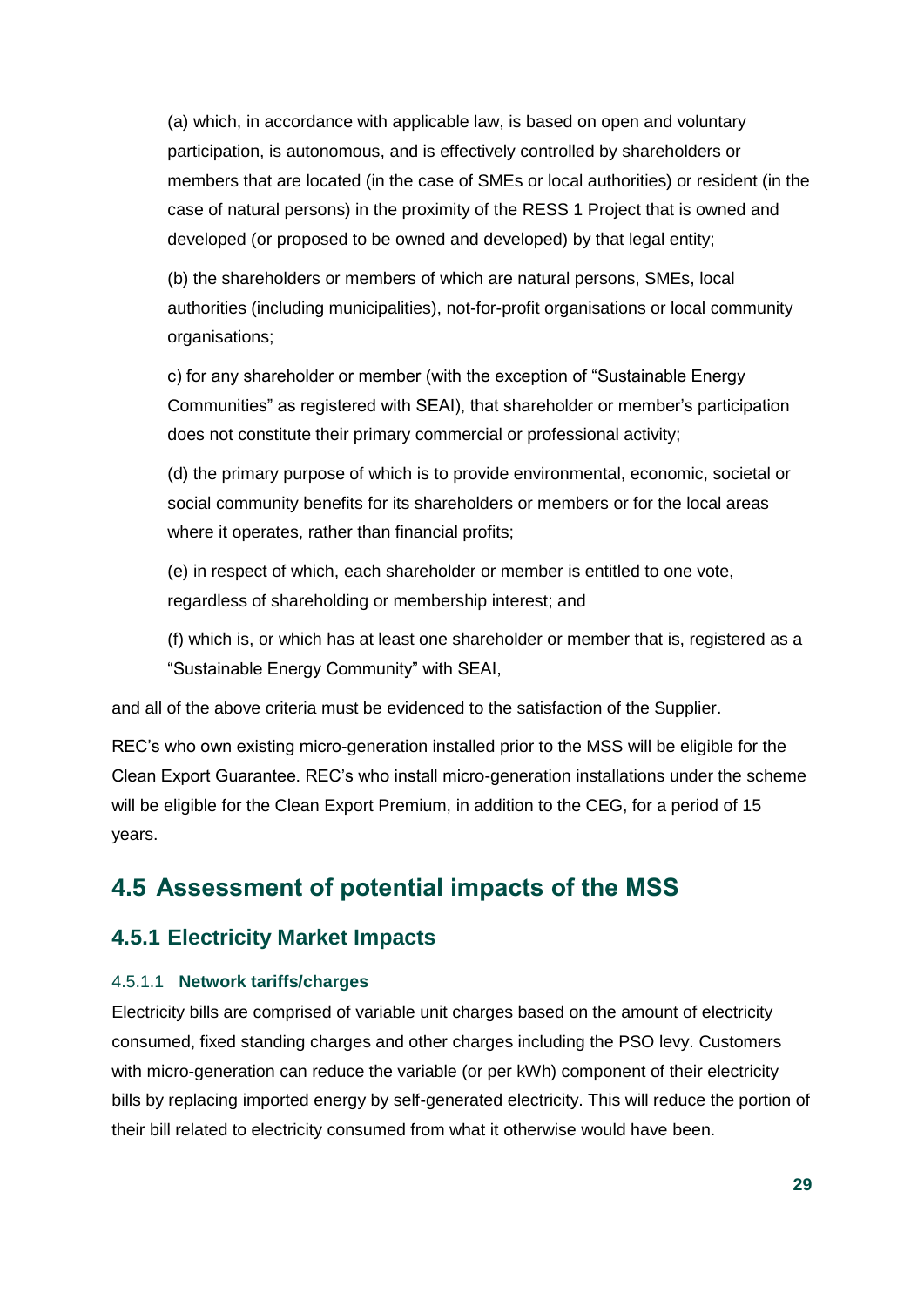(a) which, in accordance with applicable law, is based on open and voluntary participation, is autonomous, and is effectively controlled by shareholders or members that are located (in the case of SMEs or local authorities) or resident (in the case of natural persons) in the proximity of the RESS 1 Project that is owned and developed (or proposed to be owned and developed) by that legal entity;

(b) the shareholders or members of which are natural persons, SMEs, local authorities (including municipalities), not-for-profit organisations or local community organisations;

c) for any shareholder or member (with the exception of "Sustainable Energy Communities" as registered with SEAI), that shareholder or member's participation does not constitute their primary commercial or professional activity;

(d) the primary purpose of which is to provide environmental, economic, societal or social community benefits for its shareholders or members or for the local areas where it operates, rather than financial profits;

(e) in respect of which, each shareholder or member is entitled to one vote, regardless of shareholding or membership interest; and

(f) which is, or which has at least one shareholder or member that is, registered as a "Sustainable Energy Community" with SEAI,

and all of the above criteria must be evidenced to the satisfaction of the Supplier.

REC's who own existing micro-generation installed prior to the MSS will be eligible for the Clean Export Guarantee. REC's who install micro-generation installations under the scheme will be eligible for the Clean Export Premium, in addition to the CEG, for a period of 15 years.

## 4.5 Assessment of potential impacts of the MSS

### 4.5.1 Electricity Market Impacts

#### 4.5.1.1 Network tariffs/charges

Electricity bills are comprised of variable unit charges based on the amount of electricity consumed, fixed standing charges and other charges including the PSO levy. Customers with micro-generation can reduce the variable (or per kWh) component of their electricity bills by replacing imported energy by self-generated electricity. This will reduce the portion of their bill related to electricity consumed from what it otherwise would have been.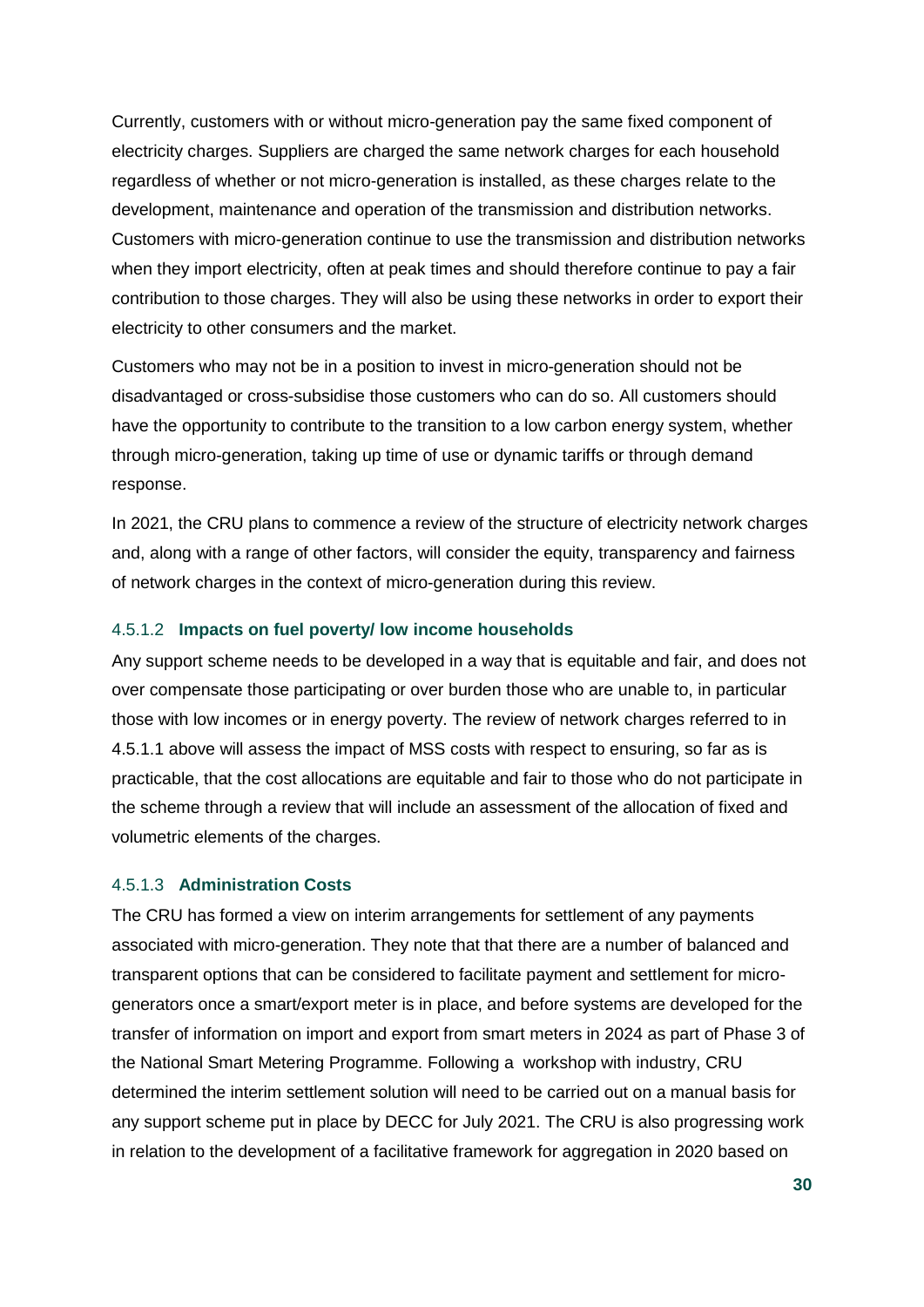Currently, customers with or without micro-generation pay the same fixed component of electricity charges. Suppliers are charged the same network charges for each household regardless of whether or not micro-generation is installed, as these charges relate to the development, maintenance and operation of the transmission and distribution networks. Customers with micro-generation continue to use the transmission and distribution networks when they import electricity, often at peak times and should therefore continue to pay a fair contribution to those charges. They will also be using these networks in order to export their electricity to other consumers and the market.

Customers who may not be in a position to invest in micro-generation should not be disadvantaged or cross-subsidise those customers who can do so. All customers should have the opportunity to contribute to the transition to a low carbon energy system, whether through micro-generation, taking up time of use or dynamic tariffs or through demand response.

In 2021, the CRU plans to commence a review of the structure of electricity network charges and, along with a range of other factors, will consider the equity, transparency and fairness of network charges in the context of micro-generation during this review.

#### 4.5.1.2 **Impacts on fuel poverty/ low income households**

Any support scheme needs to be developed in a way that is equitable and fair, and does not over compensate those participating or over burden those who are unable to, in particular those with low incomes or in energy poverty. The review of network charges referred to in 4.5.1.1 above will assess the impact of MSS costs with respect to ensuring, so far as is practicable, that the cost allocations are equitable and fair to those who do not participate in the scheme through a review that will include an assessment of the allocation of fixed and volumetric elements of the charges.

#### 4.5.1.3 **Administration Costs**

The CRU has formed a view on interim arrangements for settlement of any payments associated with micro-generation. They note that that there are a number of balanced and transparent options that can be considered to facilitate payment and settlement for micro-generators once a smart/export meter is in place, and before systems are developed for the transfer of information on import and export from smart meters in 2024 as part of Phase 3 of the National Smart Metering Programme. Following a workshop with industry, CRU determined the interim settlement solution will need to be carried out on a manual basis for any support scheme put in place by DECC for July 2021. The CRU is also progressing work in relation to the development of a facilitative framework for aggregation in 2020 based on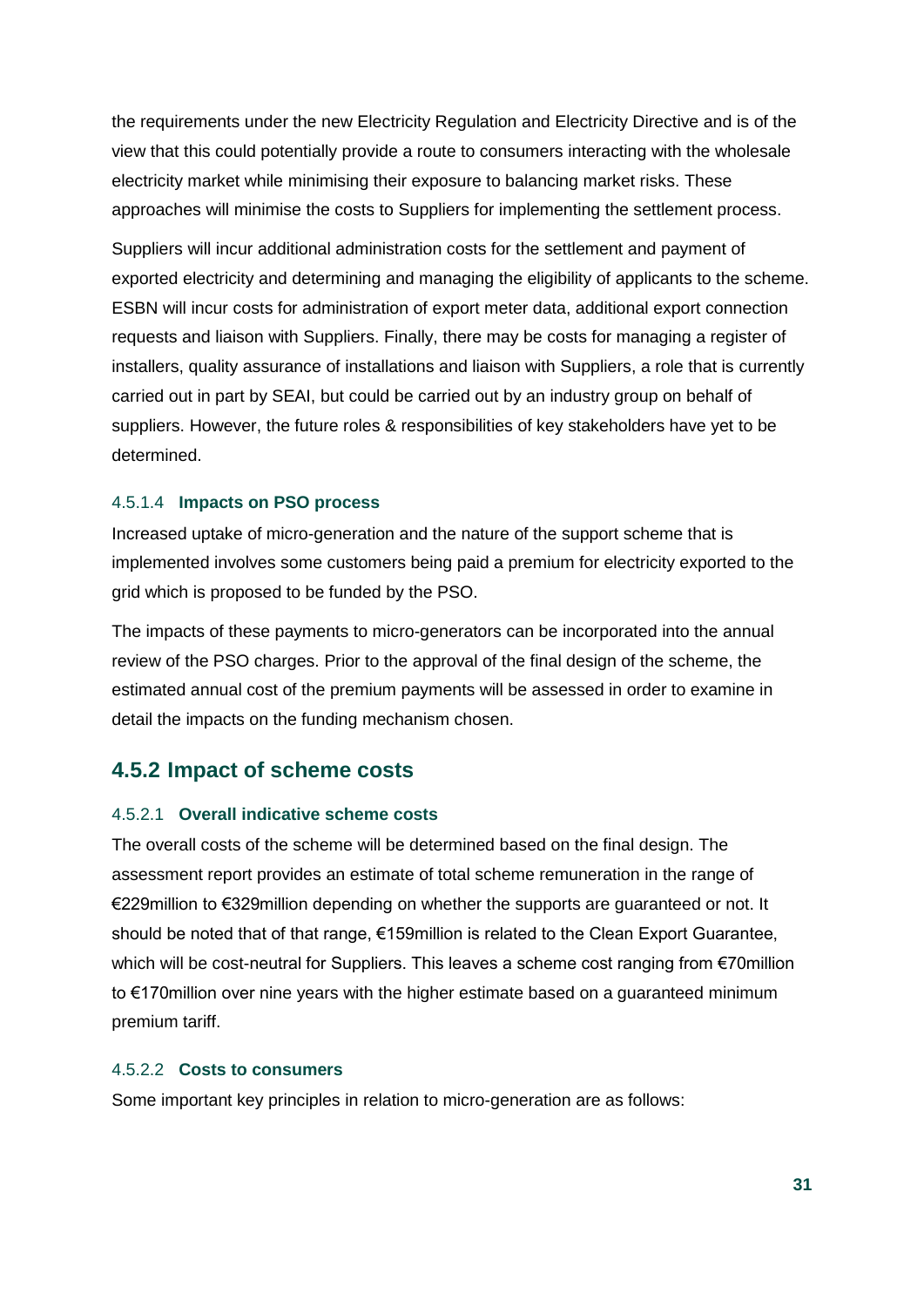the requirements under the new Electricity Regulation and Electricity Directive and is of the view that this could potentially provide a route to consumers interacting with the wholesale electricity market while minimising their exposure to balancing market risks. These approaches will minimise the costs to Suppliers for implementing the settlement process.

Suppliers will incur additional administration costs for the settlement and payment of exported electricity and determining and managing the eligibility of applicants to the scheme. ESBN will incur costs for administration of export meter data, additional export connection requests and liaison with Suppliers. Finally, there may be costs for managing a register of installers, quality assurance of installations and liaison with Suppliers, a role that is currently carried out in part by SEAI, but could be carried out by an industry group on behalf of suppliers. However, the future roles & responsibilities of key stakeholders have yet to be determined.

#### 4.5.1.4 Impacts on PSO process

Increased uptake of micro-generation and the nature of the support scheme that is implemented involves some customers being paid a premium for electricity exported to the grid which is proposed to be funded by the PSO.

The impacts of these payments to micro-generators can be incorporated into the annual review of the PSO charges. Prior to the approval of the final design of the scheme, the estimated annual cost of the premium payments will be assessed in order to examine in detail the impacts on the funding mechanism chosen.

### 4.5.2 Impact of scheme costs

#### 4.5.2.1 Overall indicative scheme costs

The overall costs of the scheme will be determined based on the final design. The assessment report provides an estimate of total scheme remuneration in the range of €229million to €329million depending on whether the supports are guaranteed or not. It should be noted that of that range, €159million is related to the Clean Export Guarantee, which will be cost-neutral for Suppliers. This leaves a scheme cost ranging from €70million to €170million over nine years with the higher estimate based on a guaranteed minimum premium tariff.

#### 4.5.2.2 Costs to consumers

Some important key principles in relation to micro-generation are as follows: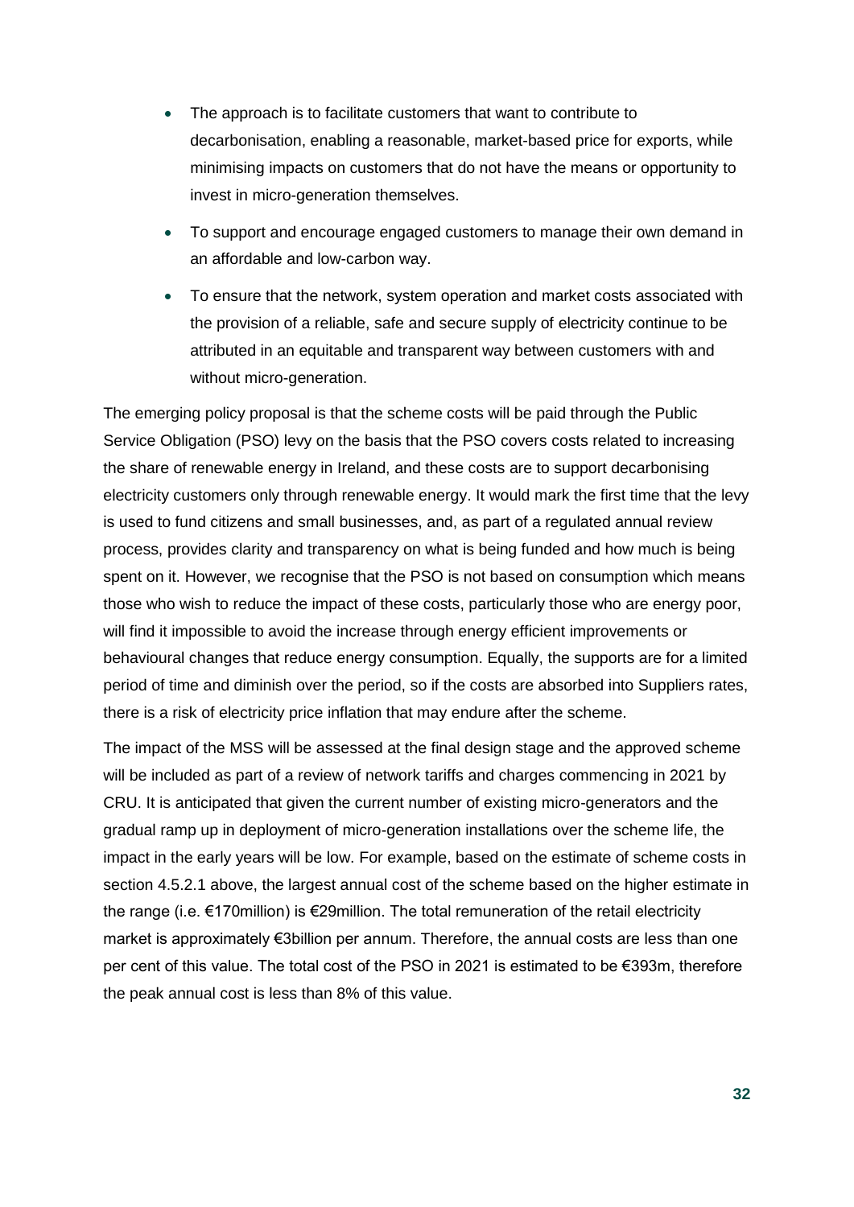- The approach is to facilitate customers that want to contribute to decarbonisation, enabling a reasonable, market-based price for exports, while minimising impacts on customers that do not have the means or opportunity to invest in micro-generation themselves.
- To support and encourage engaged customers to manage their own demand in an affordable and low-carbon way.
- To ensure that the network, system operation and market costs associated with the provision of a reliable, safe and secure supply of electricity continue to be attributed in an equitable and transparent way between customers with and without micro-generation.

The emerging policy proposal is that the scheme costs will be paid through the Public Service Obligation (PSO) levy on the basis that the PSO covers costs related to increasing the share of renewable energy in Ireland, and these costs are to support decarbonising electricity customers only through renewable energy. It would mark the first time that the levy is used to fund citizens and small businesses, and, as part of a regulated annual review process, provides clarity and transparency on what is being funded and how much is being spent on it. However, we recognise that the PSO is not based on consumption which means those who wish to reduce the impact of these costs, particularly those who are energy poor, will find it impossible to avoid the increase through energy efficient improvements or behavioural changes that reduce energy consumption. Equally, the supports are for a limited period of time and diminish over the period, so if the costs are absorbed into Suppliers rates, there is a risk of electricity price inflation that may endure after the scheme.

The impact of the MSS will be assessed at the final design stage and the approved scheme will be included as part of a review of network tariffs and charges commencing in 2021 by CRU. It is anticipated that given the current number of existing micro-generators and the gradual ramp up in deployment of micro-generation installations over the scheme life, the impact in the early years will be low. For example, based on the estimate of scheme costs in section 4.5.2.1 above, the largest annual cost of the scheme based on the higher estimate in the range (i.e. €170million) is €29million. The total remuneration of the retail electricity market is approximately €3billion per annum. Therefore, the annual costs are less than one per cent of this value. The total cost of the PSO in 2021 is estimated to be €393m, therefore the peak annual cost is less than 8% of this value.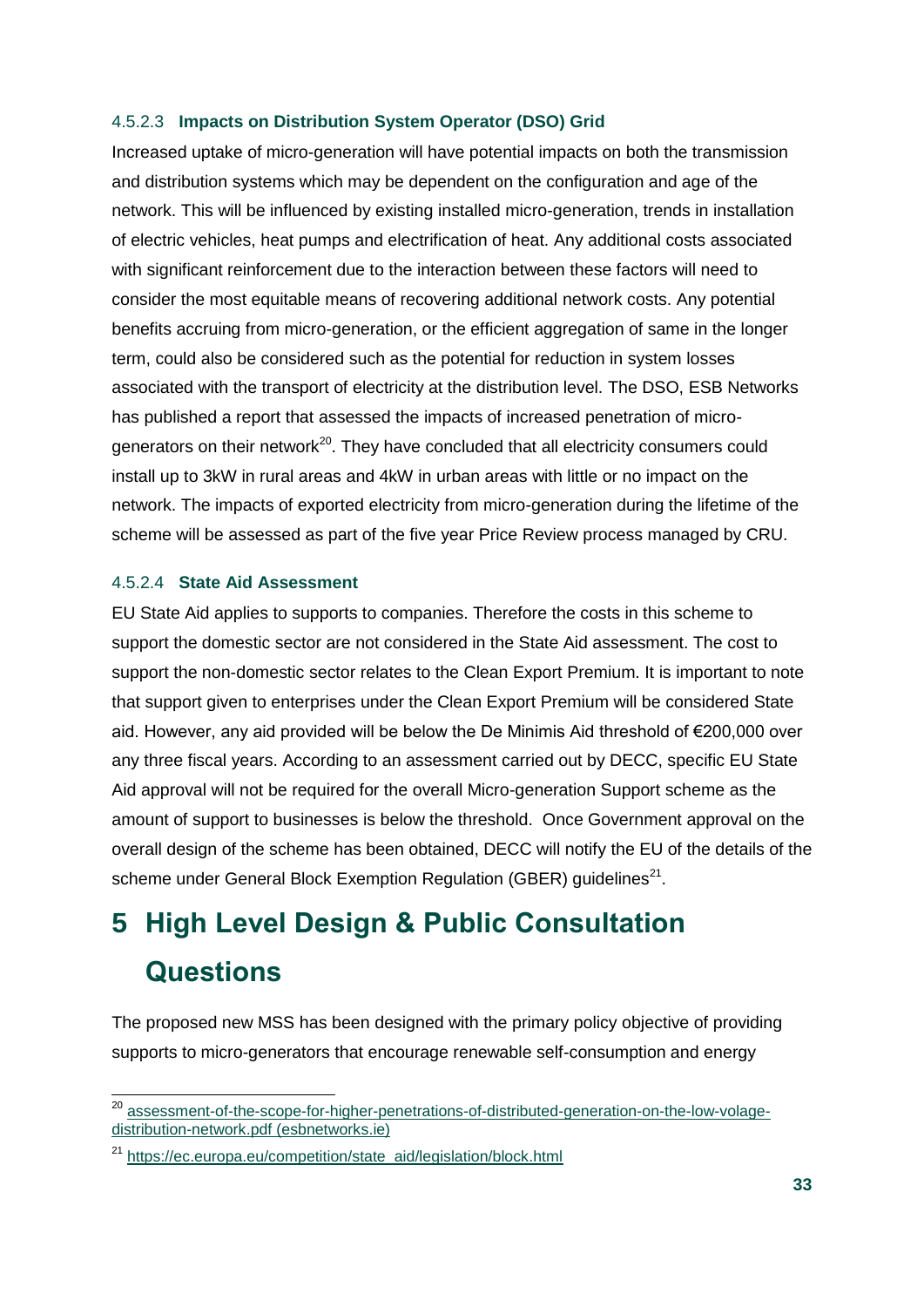#### 4.5.2.3 **Impacts on Distribution System Operator (DSO) Grid**

Increased uptake of micro-generation will have potential impacts on both the transmission and distribution systems which may be dependent on the configuration and age of the network. This will be influenced by existing installed micro-generation, trends in installation of electric vehicles, heat pumps and electrification of heat. Any additional costs associated with significant reinforcement due to the interaction between these factors will need to consider the most equitable means of recovering additional network costs. Any potential benefits accruing from micro-generation, or the efficient aggregation of same in the longer term, could also be considered such as the potential for reduction in system losses associated with the transport of electricity at the distribution level. The DSO, ESB Networks has published a report that assessed the impacts of increased penetration of micro-generators on their network[20]. They have concluded that all electricity consumers could install up to 3kW in rural areas and 4kW in urban areas with little or no impact on the network. The impacts of exported electricity from micro-generation during the lifetime of the scheme will be assessed as part of the five year Price Review process managed by CRU.

#### 4.5.2.4 **State Aid Assessment**

EU State Aid applies to supports to companies. Therefore the costs in this scheme to support the domestic sector are not considered in the State Aid assessment. The cost to support the non-domestic sector relates to the Clean Export Premium. It is important to note that support given to enterprises under the Clean Export Premium will be considered State aid. However, any aid provided will be below the De Minimis Aid threshold of €200,000 over any three fiscal years. According to an assessment carried out by DECC, specific EU State Aid approval will not be required for the overall Micro-generation Support scheme as the amount of support to businesses is below the threshold. Once Government approval on the overall design of the scheme has been obtained, DECC will notify the EU of the details of the scheme under General Block Exemption Regulation (GBER) guidelines[21].

# 5 High Level Design & Public Consultation Questions

The proposed new MSS has been designed with the primary policy objective of providing supports to micro-generators that encourage renewable self-consumption and energy

---

[20] assessment-of-the-scope-for-higher-penetrations-of-distributed-generation-on-the-low-volage-distribution-network.pdf (esbnetworks.ie)

[21] https://ec.europa.eu/competition/state_aid/legislation/block.html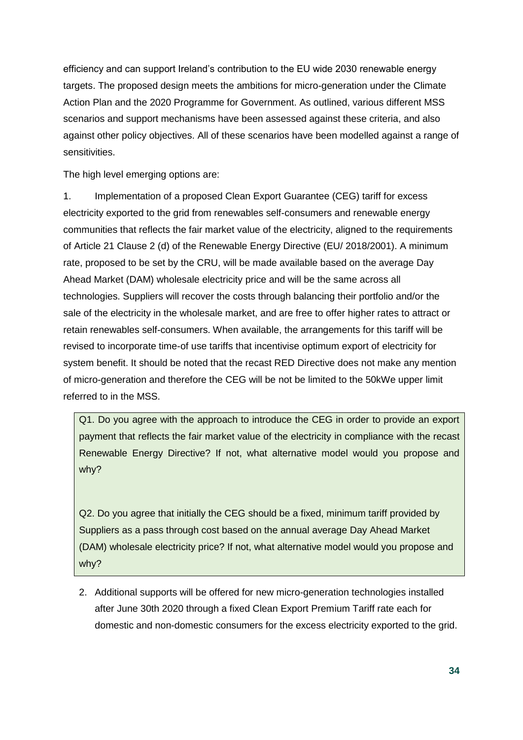efficiency and can support Ireland's contribution to the EU wide 2030 renewable energy targets. The proposed design meets the ambitions for micro-generation under the Climate Action Plan and the 2020 Programme for Government. As outlined, various different MSS scenarios and support mechanisms have been assessed against these criteria, and also against other policy objectives. All of these scenarios have been modelled against a range of sensitivities.

The high level emerging options are:

1. Implementation of a proposed Clean Export Guarantee (CEG) tariff for excess electricity exported to the grid from renewables self-consumers and renewable energy communities that reflects the fair market value of the electricity, aligned to the requirements of Article 21 Clause 2 (d) of the Renewable Energy Directive (EU/ 2018/2001). A minimum rate, proposed to be set by the CRU, will be made available based on the average Day Ahead Market (DAM) wholesale electricity price and will be the same across all technologies. Suppliers will recover the costs through balancing their portfolio and/or the sale of the electricity in the wholesale market, and are free to offer higher rates to attract or retain renewables self-consumers. When available, the arrangements for this tariff will be revised to incorporate time-of use tariffs that incentivise optimum export of electricity for system benefit. It should be noted that the recast RED Directive does not make any mention of micro-generation and therefore the CEG will be not be limited to the 50kWe upper limit referred to in the MSS.

> Q1. Do you agree with the approach to introduce the CEG in order to provide an export payment that reflects the fair market value of the electricity in compliance with the recast Renewable Energy Directive? If not, what alternative model would you propose and why?
>
> Q2. Do you agree that initially the CEG should be a fixed, minimum tariff provided by Suppliers as a pass through cost based on the annual average Day Ahead Market (DAM) wholesale electricity price? If not, what alternative model would you propose and why?

2. Additional supports will be offered for new micro-generation technologies installed after June 30th 2020 through a fixed Clean Export Premium Tariff rate each for domestic and non-domestic consumers for the excess electricity exported to the grid.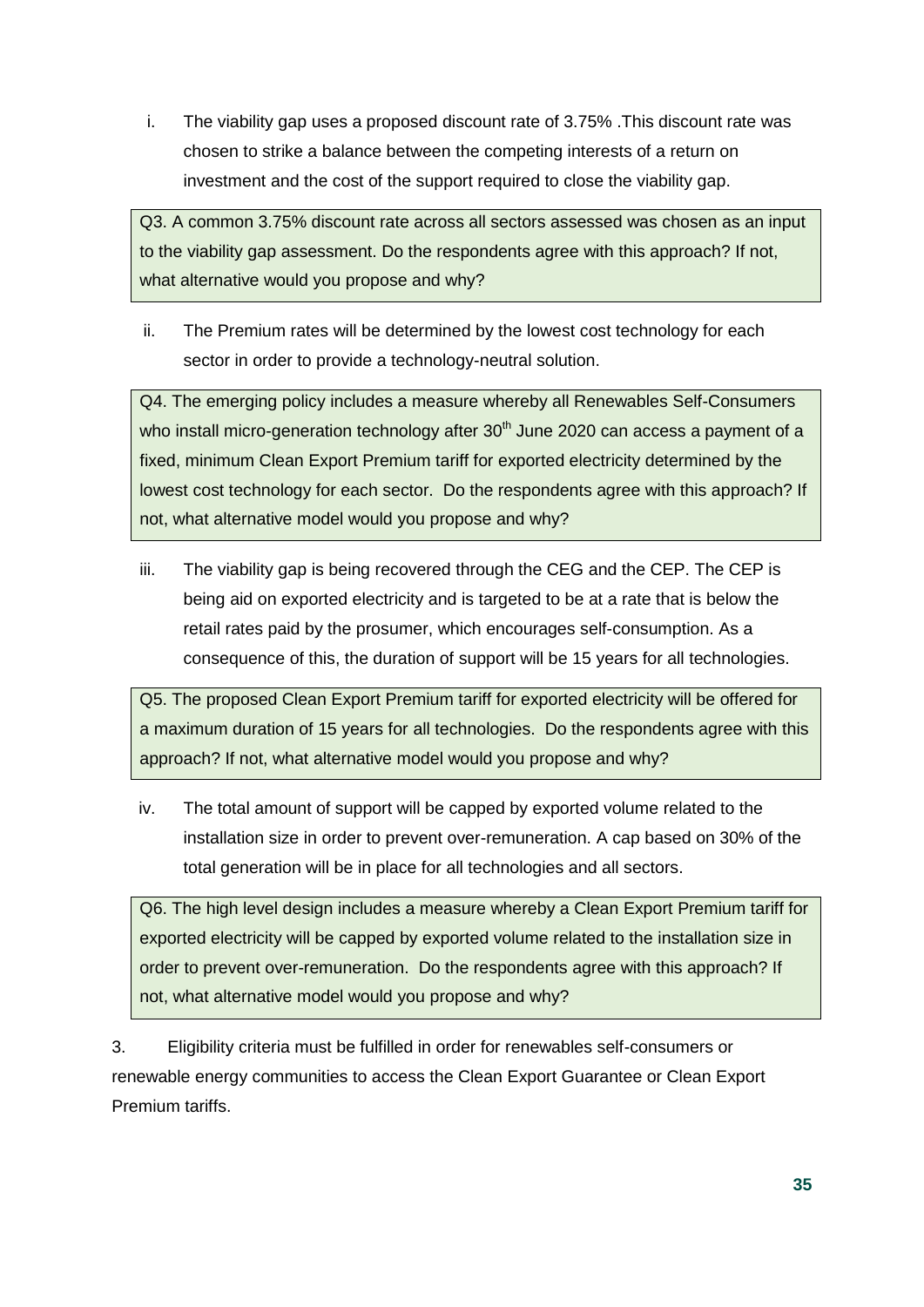i. The viability gap uses a proposed discount rate of 3.75% .This discount rate was chosen to strike a balance between the competing interests of a return on investment and the cost of the support required to close the viability gap.

> Q3. A common 3.75% discount rate across all sectors assessed was chosen as an input to the viability gap assessment. Do the respondents agree with this approach? If not, what alternative would you propose and why?

ii. The Premium rates will be determined by the lowest cost technology for each sector in order to provide a technology-neutral solution.

> Q4. The emerging policy includes a measure whereby all Renewables Self-Consumers who install micro-generation technology after 30th June 2020 can access a payment of a fixed, minimum Clean Export Premium tariff for exported electricity determined by the lowest cost technology for each sector. Do the respondents agree with this approach? If not, what alternative model would you propose and why?

iii. The viability gap is being recovered through the CEG and the CEP. The CEP is being aid on exported electricity and is targeted to be at a rate that is below the retail rates paid by the prosumer, which encourages self-consumption. As a consequence of this, the duration of support will be 15 years for all technologies.

> Q5. The proposed Clean Export Premium tariff for exported electricity will be offered for a maximum duration of 15 years for all technologies. Do the respondents agree with this approach? If not, what alternative model would you propose and why?

iv. The total amount of support will be capped by exported volume related to the installation size in order to prevent over-remuneration. A cap based on 30% of the total generation will be in place for all technologies and all sectors.

> Q6. The high level design includes a measure whereby a Clean Export Premium tariff for exported electricity will be capped by exported volume related to the installation size in order to prevent over-remuneration. Do the respondents agree with this approach? If not, what alternative model would you propose and why?

3. Eligibility criteria must be fulfilled in order for renewables self-consumers or renewable energy communities to access the Clean Export Guarantee or Clean Export Premium tariffs.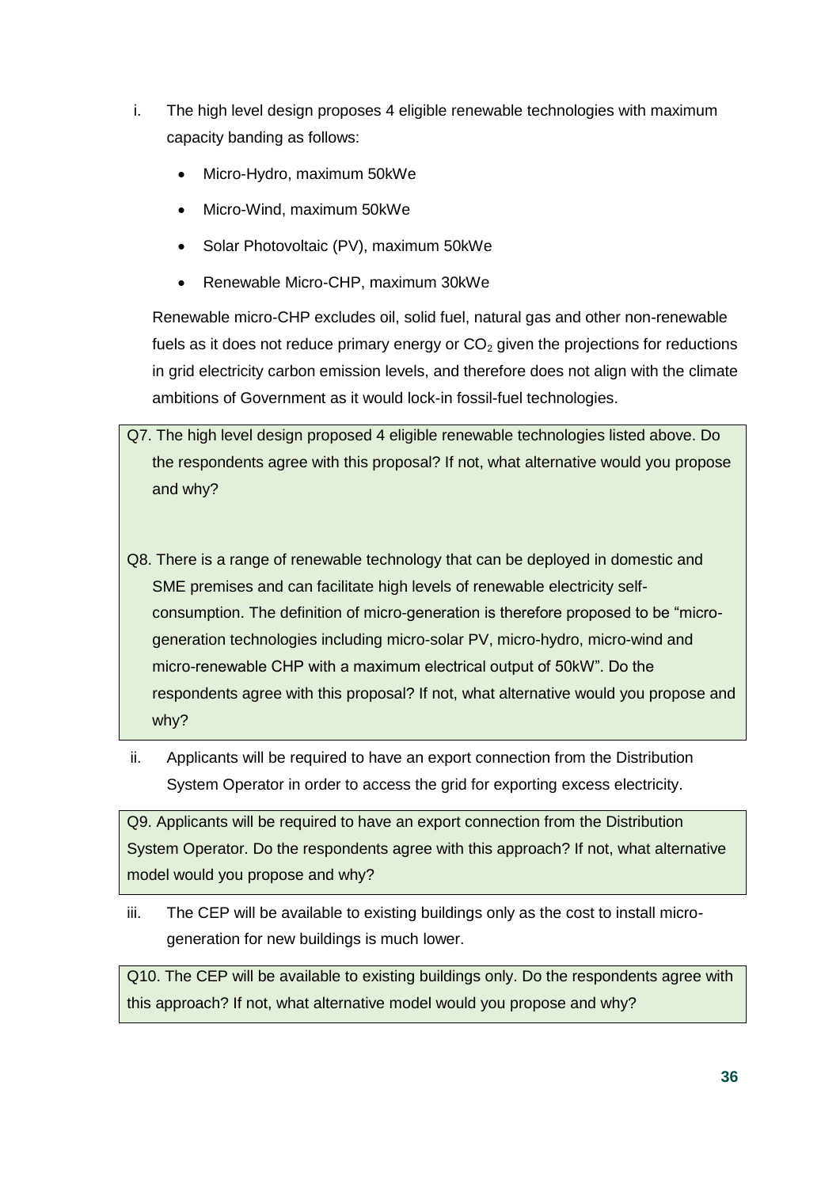i. The high level design proposes 4 eligible renewable technologies with maximum capacity banding as follows:

- Micro-Hydro, maximum 50kWe
- Micro-Wind, maximum 50kWe
- Solar Photovoltaic (PV), maximum 50kWe
- Renewable Micro-CHP, maximum 30kWe

Renewable micro-CHP excludes oil, solid fuel, natural gas and other non-renewable fuels as it does not reduce primary energy or $CO_2$ given the projections for reductions in grid electricity carbon emission levels, and therefore does not align with the climate ambitions of Government as it would lock-in fossil-fuel technologies.

Q7. The high level design proposed 4 eligible renewable technologies listed above. Do the respondents agree with this proposal? If not, what alternative would you propose and why?

Q8. There is a range of renewable technology that can be deployed in domestic and SME premises and can facilitate high levels of renewable electricity self-consumption. The definition of micro-generation is therefore proposed to be "micro-generation technologies including micro-solar PV, micro-hydro, micro-wind and micro-renewable CHP with a maximum electrical output of 50kW". Do the respondents agree with this proposal? If not, what alternative would you propose and why?

ii. Applicants will be required to have an export connection from the Distribution System Operator in order to access the grid for exporting excess electricity.

Q9. Applicants will be required to have an export connection from the Distribution System Operator. Do the respondents agree with this approach? If not, what alternative model would you propose and why?

iii. The CEP will be available to existing buildings only as the cost to install micro-generation for new buildings is much lower.

Q10. The CEP will be available to existing buildings only. Do the respondents agree with this approach? If not, what alternative model would you propose and why?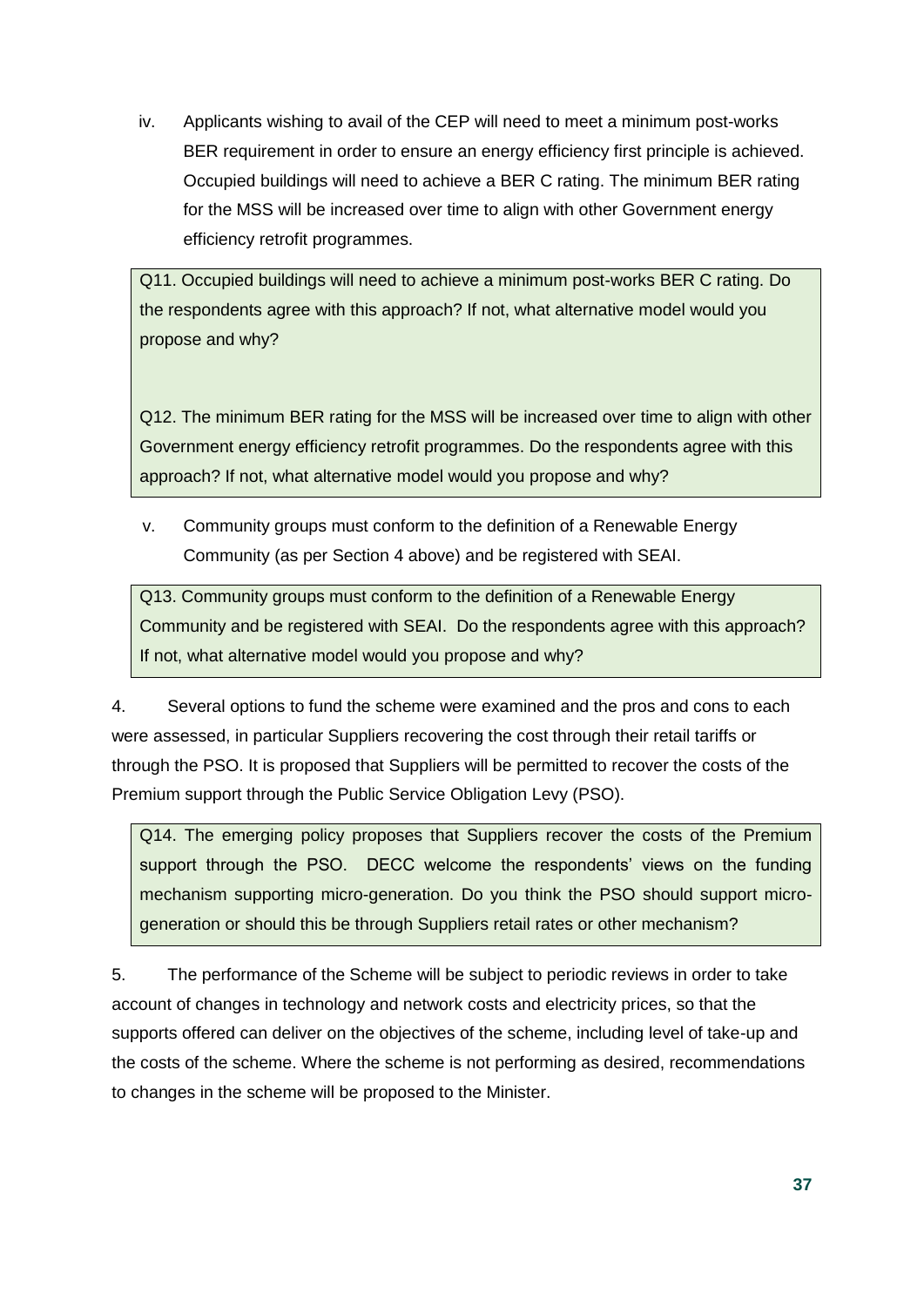iv. Applicants wishing to avail of the CEP will need to meet a minimum post-works BER requirement in order to ensure an energy efficiency first principle is achieved. Occupied buildings will need to achieve a BER C rating. The minimum BER rating for the MSS will be increased over time to align with other Government energy efficiency retrofit programmes.

> Q11. Occupied buildings will need to achieve a minimum post-works BER C rating. Do the respondents agree with this approach? If not, what alternative model would you propose and why?
>
> Q12. The minimum BER rating for the MSS will be increased over time to align with other Government energy efficiency retrofit programmes. Do the respondents agree with this approach? If not, what alternative model would you propose and why?

v. Community groups must conform to the definition of a Renewable Energy Community (as per Section 4 above) and be registered with SEAI.

> Q13. Community groups must conform to the definition of a Renewable Energy Community and be registered with SEAI. Do the respondents agree with this approach? If not, what alternative model would you propose and why?

4. Several options to fund the scheme were examined and the pros and cons to each were assessed, in particular Suppliers recovering the cost through their retail tariffs or through the PSO. It is proposed that Suppliers will be permitted to recover the costs of the Premium support through the Public Service Obligation Levy (PSO).

> Q14. The emerging policy proposes that Suppliers recover the costs of the Premium support through the PSO. DECC welcome the respondents' views on the funding mechanism supporting micro-generation. Do you think the PSO should support micro-generation or should this be through Suppliers retail rates or other mechanism?

5. The performance of the Scheme will be subject to periodic reviews in order to take account of changes in technology and network costs and electricity prices, so that the supports offered can deliver on the objectives of the scheme, including level of take-up and the costs of the scheme. Where the scheme is not performing as desired, recommendations to changes in the scheme will be proposed to the Minister.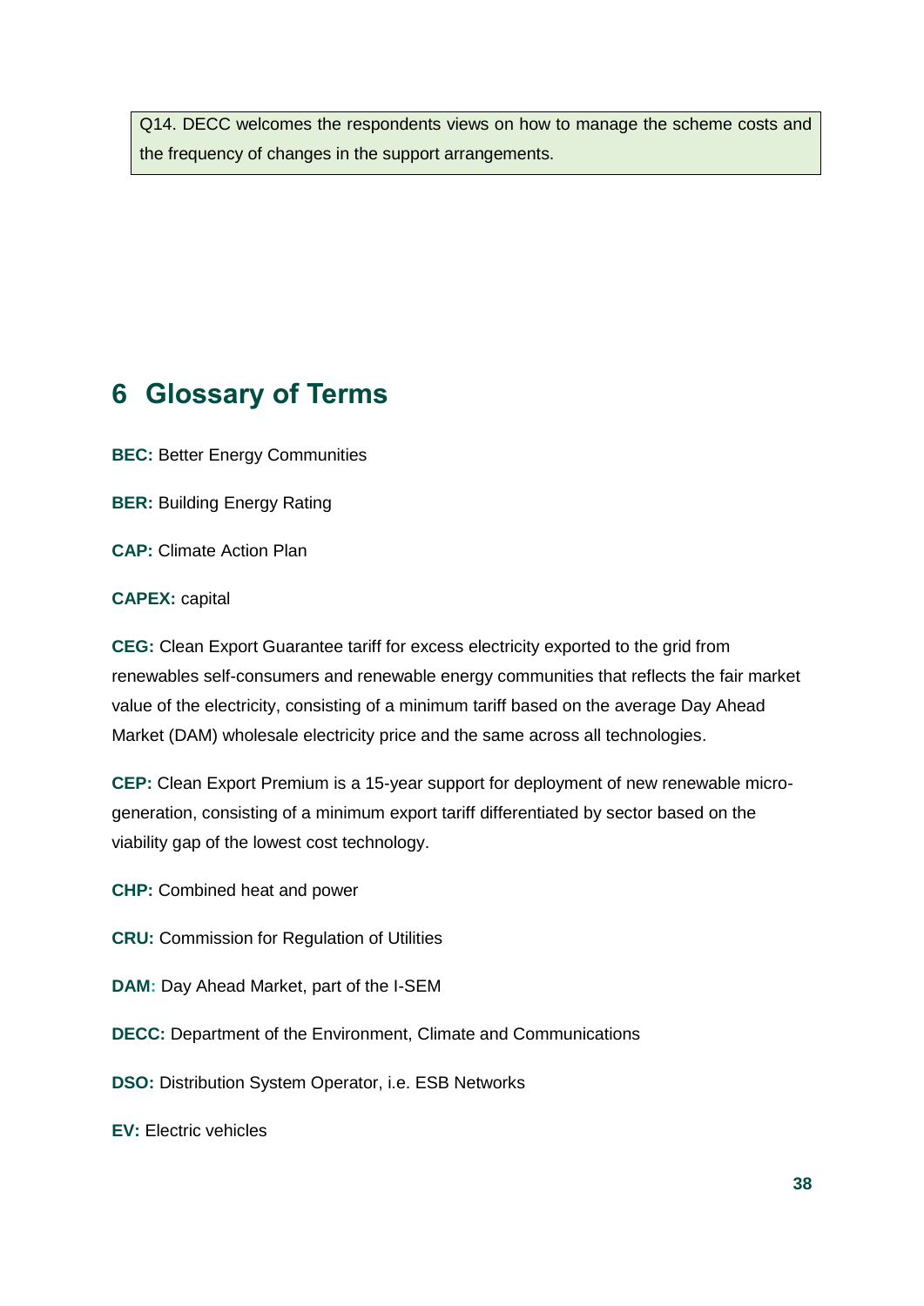Q14. DECC welcomes the respondents views on how to manage the scheme costs and the frequency of changes in the support arrangements.

## 6 Glossary of Terms

**BEC:** Better Energy Communities

**BER:** Building Energy Rating

**CAP:** Climate Action Plan

**CAPEX:** capital

**CEG:** Clean Export Guarantee tariff for excess electricity exported to the grid from renewables self-consumers and renewable energy communities that reflects the fair market value of the electricity, consisting of a minimum tariff based on the average Day Ahead Market (DAM) wholesale electricity price and the same across all technologies.

**CEP:** Clean Export Premium is a 15-year support for deployment of new renewable micro-generation, consisting of a minimum export tariff differentiated by sector based on the viability gap of the lowest cost technology.

**CHP:** Combined heat and power

**CRU:** Commission for Regulation of Utilities

**DAM:** Day Ahead Market, part of the I-SEM

**DECC:** Department of the Environment, Climate and Communications

**DSO:** Distribution System Operator, i.e. ESB Networks

**EV:** Electric vehicles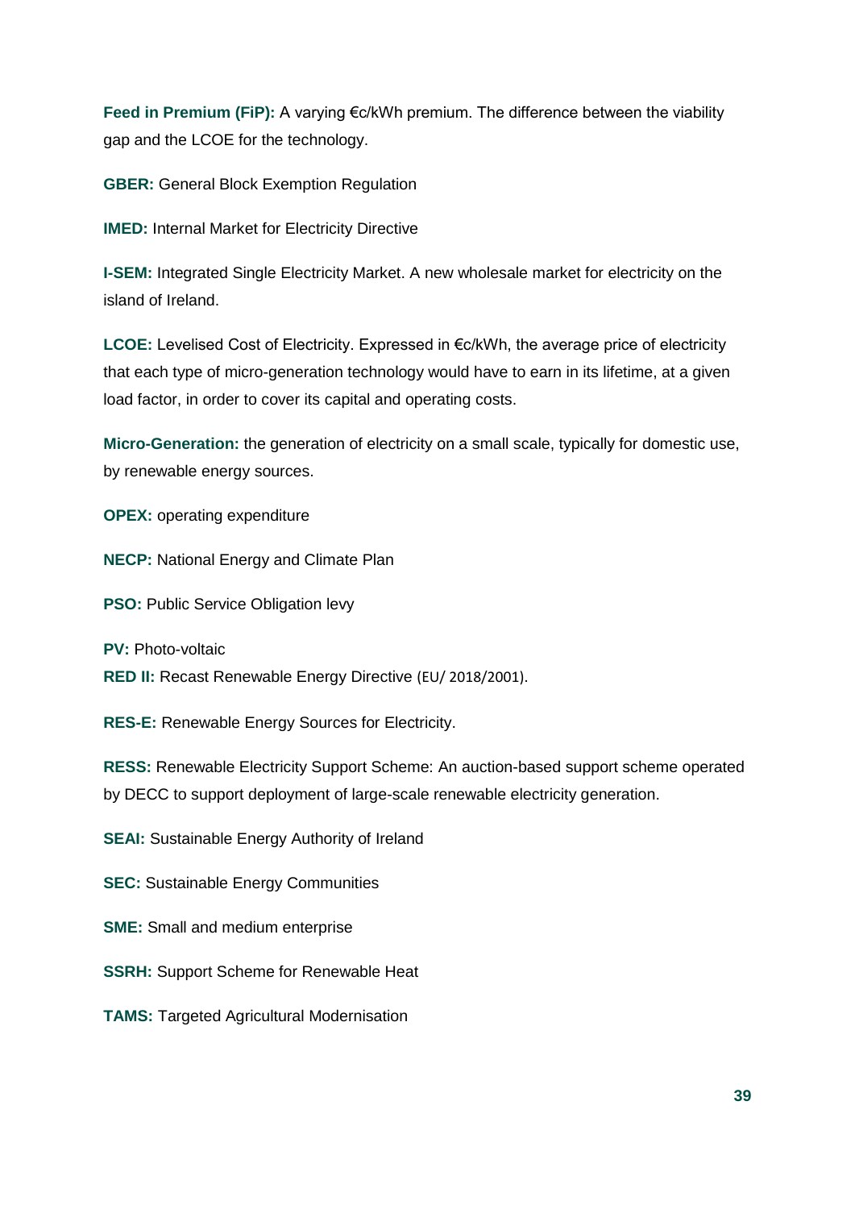**Feed in Premium (FiP):** A varying €c/kWh premium. The difference between the viability gap and the LCOE for the technology.

**GBER:** General Block Exemption Regulation

**IMED:** Internal Market for Electricity Directive

**I-SEM:** Integrated Single Electricity Market. A new wholesale market for electricity on the island of Ireland.

**LCOE:** Levelised Cost of Electricity. Expressed in €c/kWh, the average price of electricity that each type of micro-generation technology would have to earn in its lifetime, at a given load factor, in order to cover its capital and operating costs.

**Micro-Generation:** the generation of electricity on a small scale, typically for domestic use, by renewable energy sources.

**OPEX:** operating expenditure

**NECP:** National Energy and Climate Plan

**PSO:** Public Service Obligation levy

**PV:** Photo-voltaic

**RED II:** Recast Renewable Energy Directive (EU/ 2018/2001).

**RES-E:** Renewable Energy Sources for Electricity.

**RESS:** Renewable Electricity Support Scheme: An auction-based support scheme operated by DECC to support deployment of large-scale renewable electricity generation.

**SEAI:** Sustainable Energy Authority of Ireland

**SEC:** Sustainable Energy Communities

**SME:** Small and medium enterprise

**SSRH:** Support Scheme for Renewable Heat

**TAMS:** Targeted Agricultural Modernisation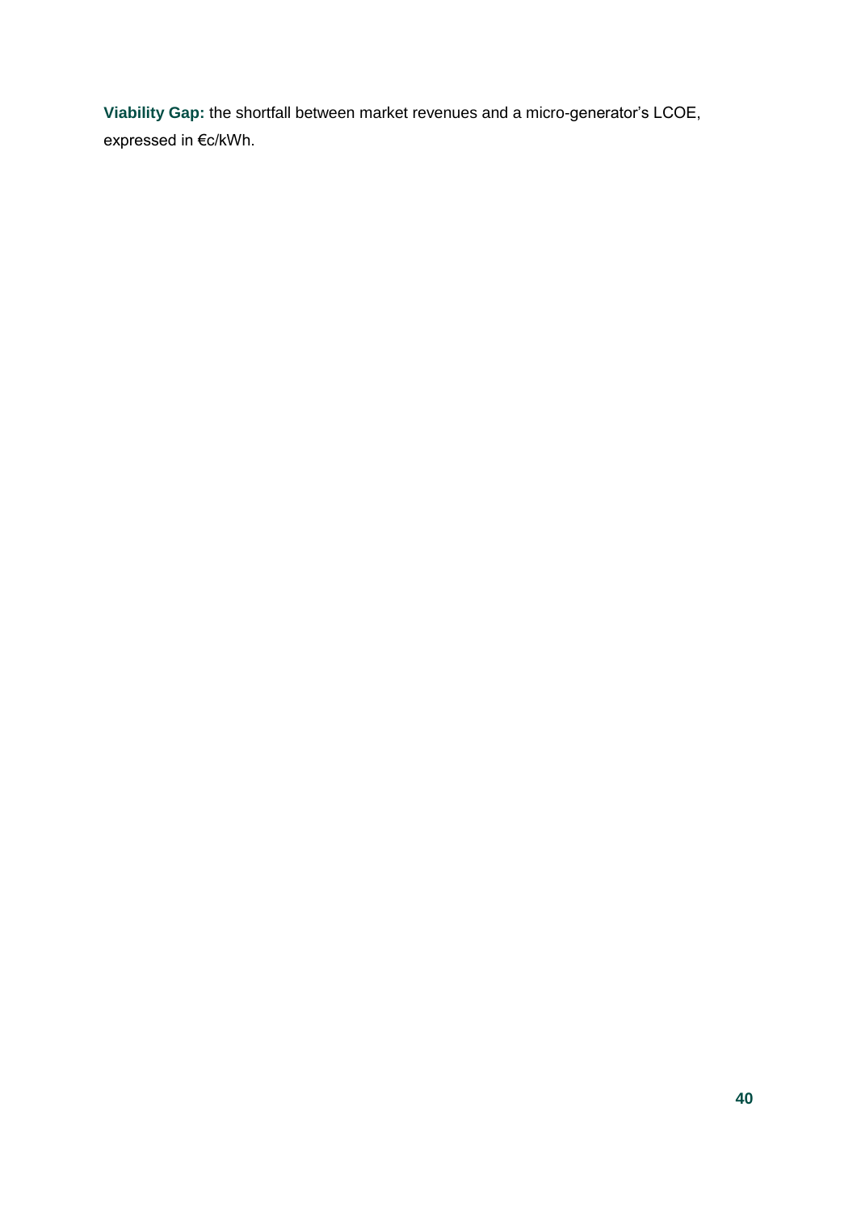**Viability Gap:** the shortfall between market revenues and a micro-generator's LCOE, expressed in €c/kWh.